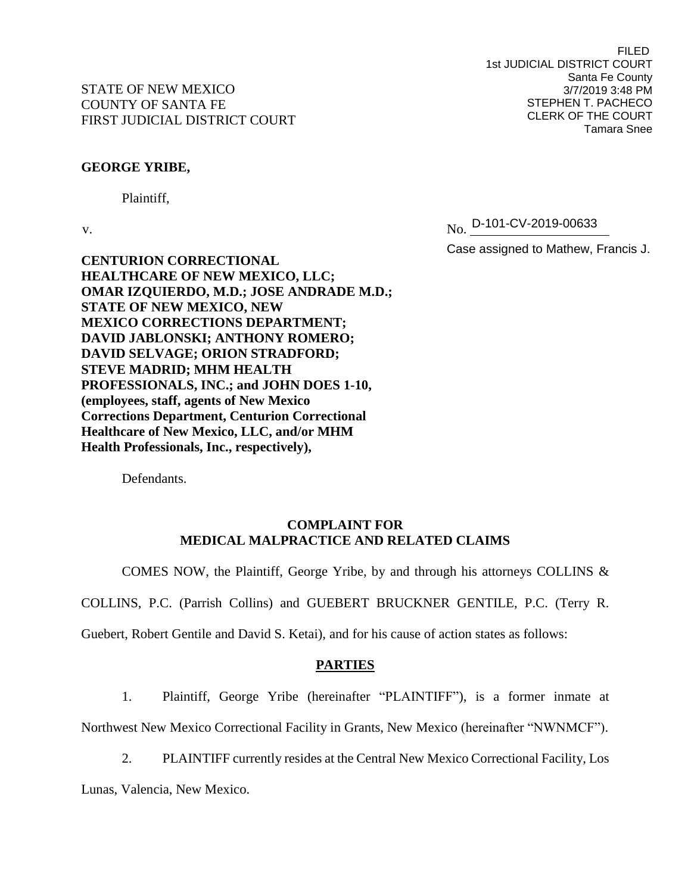FILED
1st JUDICIAL DISTRICT COURT
Santa Fe County
3/7/2019 3:48 PM
STEPHEN T. PACHECO
CLERK OF THE COURT
Tamara Snee

STATE OF NEW MEXICO
COUNTY OF SANTA FE
FIRST JUDICIAL DISTRICT COURT

**GEORGE YRIBE,**

Plaintiff,

v. No. D-101-CV-2019-00633

Case assigned to Mathew, Francis J.

**CENTURION CORRECTIONAL HEALTHCARE OF NEW MEXICO, LLC; OMAR IZQUIERDO, M.D.; JOSE ANDRADE M.D.; STATE OF NEW MEXICO, NEW MEXICO CORRECTIONS DEPARTMENT; DAVID JABLONSKI; ANTHONY ROMERO; DAVID SELVAGE; ORION STRADFORD; STEVE MADRID; MHM HEALTH PROFESSIONALS, INC.; and JOHN DOES 1-10, (employees, staff, agents of New Mexico Corrections Department, Centurion Correctional Healthcare of New Mexico, LLC, and/or MHM Health Professionals, Inc., respectively),**

Defendants.

**COMPLAINT FOR
MEDICAL MALPRACTICE AND RELATED CLAIMS**

COMES NOW, the Plaintiff, George Yribe, by and through his attorneys COLLINS & COLLINS, P.C. (Parrish Collins) and GUEBERT BRUCKNER GENTILE, P.C. (Terry R. Guebert, Robert Gentile and David S. Ketai), and for his cause of action states as follows:

## PARTIES

1. Plaintiff, George Yribe (hereinafter "PLAINTIFF"), is a former inmate at Northwest New Mexico Correctional Facility in Grants, New Mexico (hereinafter "NWNMCF").

2. PLAINTIFF currently resides at the Central New Mexico Correctional Facility, Los Lunas, Valencia, New Mexico.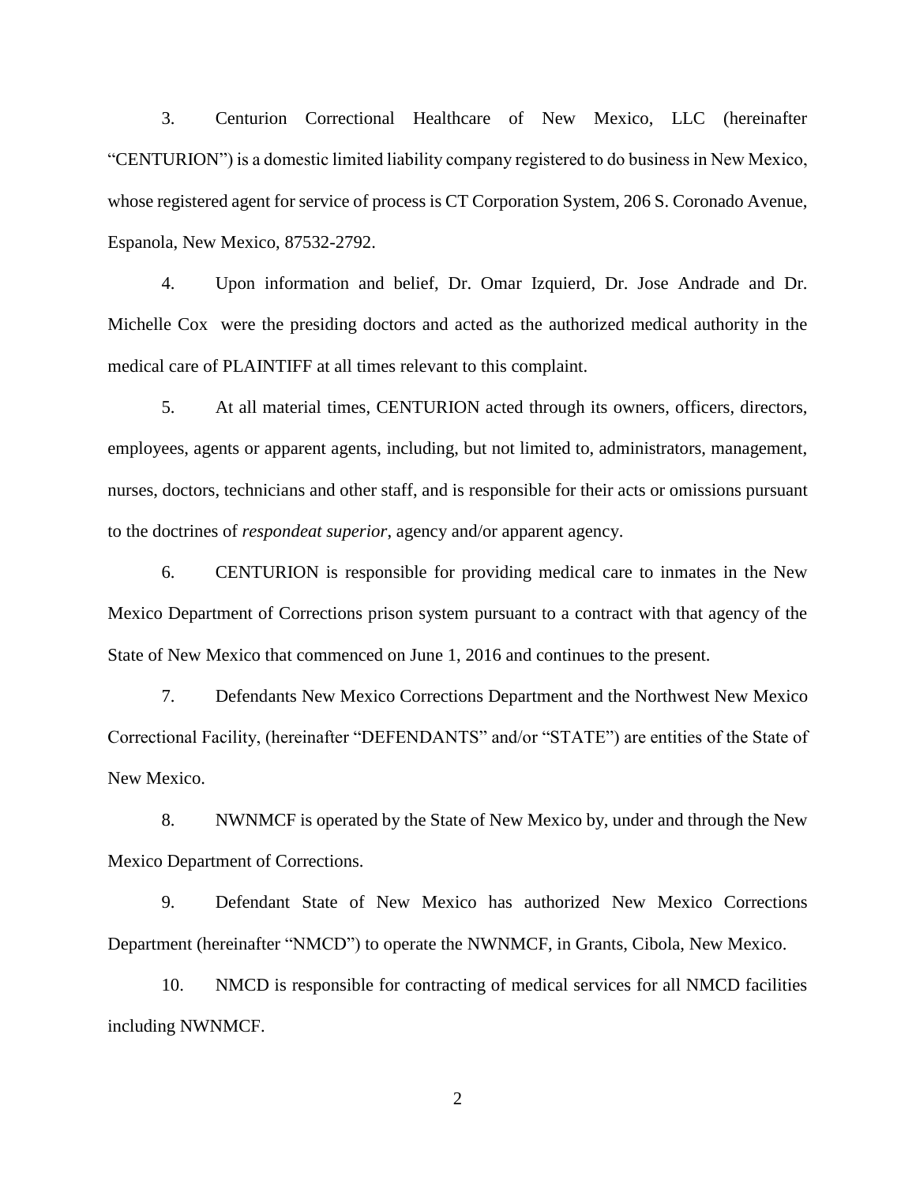3. Centurion Correctional Healthcare of New Mexico, LLC (hereinafter "CENTURION") is a domestic limited liability company registered to do business in New Mexico, whose registered agent for service of process is CT Corporation System, 206 S. Coronado Avenue, Espanola, New Mexico, 87532-2792.

4. Upon information and belief, Dr. Omar Izquierd, Dr. Jose Andrade and Dr. Michelle Cox were the presiding doctors and acted as the authorized medical authority in the medical care of PLAINTIFF at all times relevant to this complaint.

5. At all material times, CENTURION acted through its owners, officers, directors, employees, agents or apparent agents, including, but not limited to, administrators, management, nurses, doctors, technicians and other staff, and is responsible for their acts or omissions pursuant to the doctrines of *respondeat superior*, agency and/or apparent agency.

6. CENTURION is responsible for providing medical care to inmates in the New Mexico Department of Corrections prison system pursuant to a contract with that agency of the State of New Mexico that commenced on June 1, 2016 and continues to the present.

7. Defendants New Mexico Corrections Department and the Northwest New Mexico Correctional Facility, (hereinafter "DEFENDANTS" and/or "STATE") are entities of the State of New Mexico.

8. NWNMCF is operated by the State of New Mexico by, under and through the New Mexico Department of Corrections.

9. Defendant State of New Mexico has authorized New Mexico Corrections Department (hereinafter "NMCD") to operate the NWNMCF, in Grants, Cibola, New Mexico.

10. NMCD is responsible for contracting of medical services for all NMCD facilities including NWNMCF.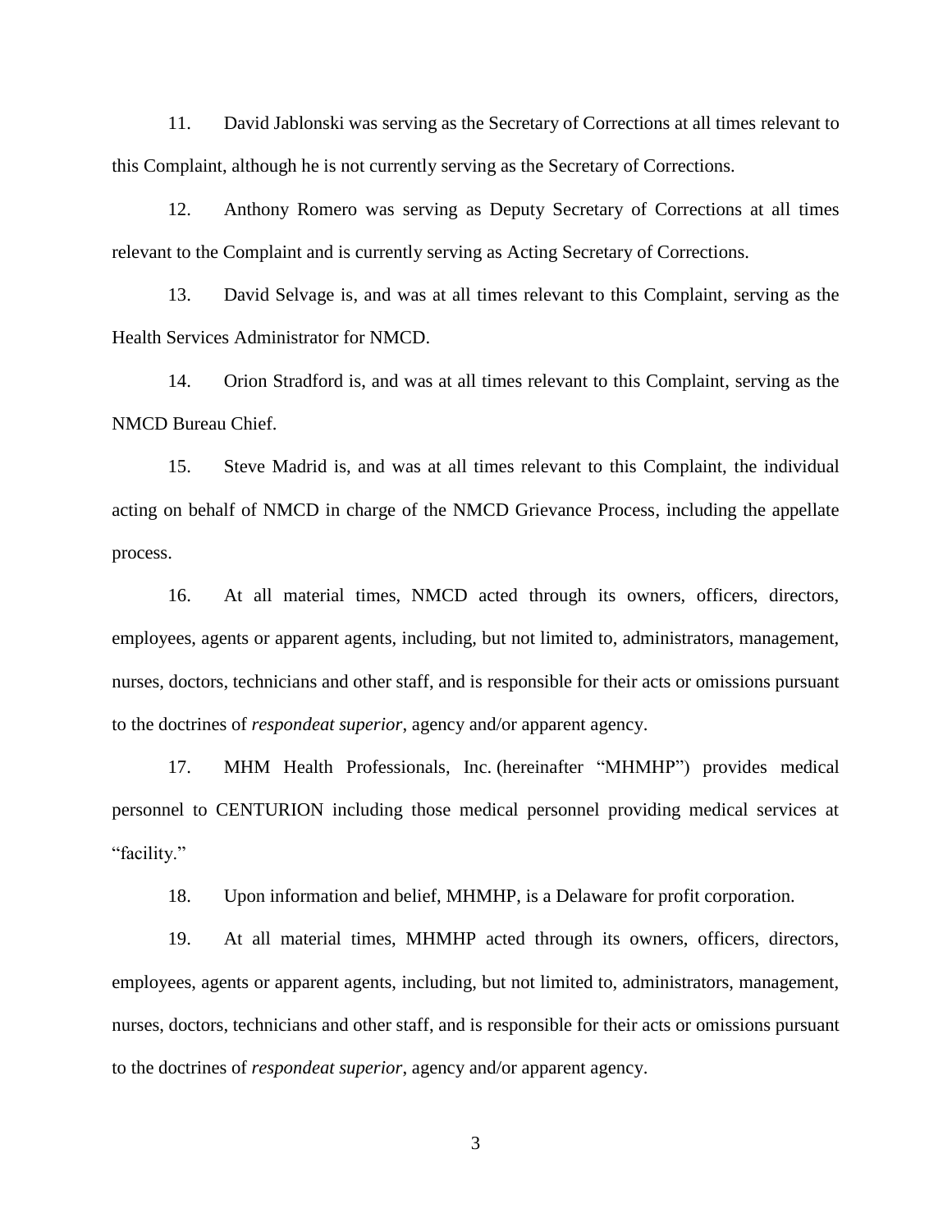11. David Jablonski was serving as the Secretary of Corrections at all times relevant to this Complaint, although he is not currently serving as the Secretary of Corrections.

12. Anthony Romero was serving as Deputy Secretary of Corrections at all times relevant to the Complaint and is currently serving as Acting Secretary of Corrections.

13. David Selvage is, and was at all times relevant to this Complaint, serving as the Health Services Administrator for NMCD.

14. Orion Stradford is, and was at all times relevant to this Complaint, serving as the NMCD Bureau Chief.

15. Steve Madrid is, and was at all times relevant to this Complaint, the individual acting on behalf of NMCD in charge of the NMCD Grievance Process, including the appellate process.

16. At all material times, NMCD acted through its owners, officers, directors, employees, agents or apparent agents, including, but not limited to, administrators, management, nurses, doctors, technicians and other staff, and is responsible for their acts or omissions pursuant to the doctrines of *respondeat superior*, agency and/or apparent agency.

17. MHM Health Professionals, Inc. (hereinafter "MHMHP") provides medical personnel to CENTURION including those medical personnel providing medical services at "facility."

18. Upon information and belief, MHMHP, is a Delaware for profit corporation.

19. At all material times, MHMHP acted through its owners, officers, directors, employees, agents or apparent agents, including, but not limited to, administrators, management, nurses, doctors, technicians and other staff, and is responsible for their acts or omissions pursuant to the doctrines of *respondeat superior*, agency and/or apparent agency.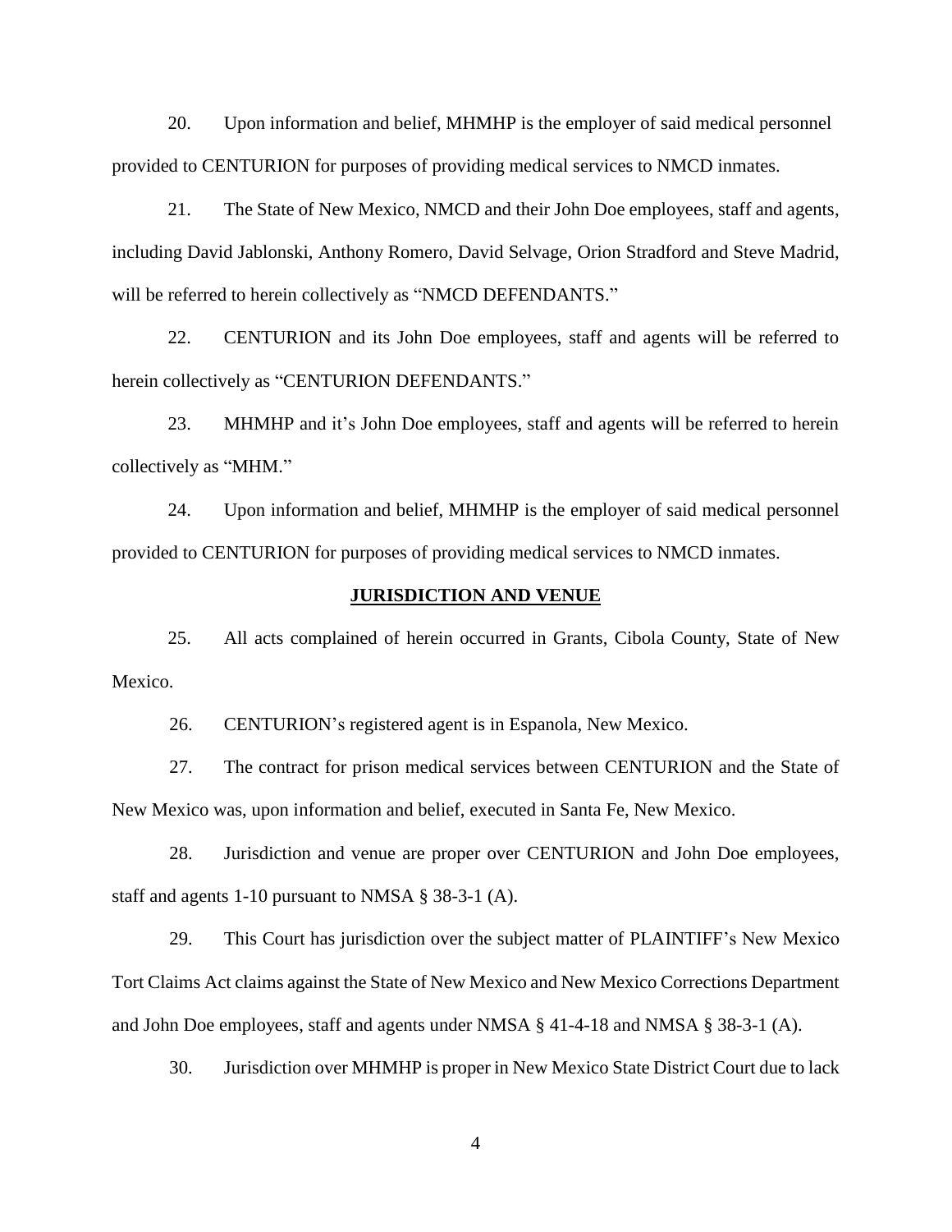20. Upon information and belief, MHMHP is the employer of said medical personnel provided to CENTURION for purposes of providing medical services to NMCD inmates.

21. The State of New Mexico, NMCD and their John Doe employees, staff and agents, including David Jablonski, Anthony Romero, David Selvage, Orion Stradford and Steve Madrid, will be referred to herein collectively as "NMCD DEFENDANTS."

22. CENTURION and its John Doe employees, staff and agents will be referred to herein collectively as "CENTURION DEFENDANTS."

23. MHMHP and it's John Doe employees, staff and agents will be referred to herein collectively as "MHM."

24. Upon information and belief, MHMHP is the employer of said medical personnel provided to CENTURION for purposes of providing medical services to NMCD inmates.

## JURISDICTION AND VENUE

25. All acts complained of herein occurred in Grants, Cibola County, State of New Mexico.

26. CENTURION's registered agent is in Espanola, New Mexico.

27. The contract for prison medical services between CENTURION and the State of New Mexico was, upon information and belief, executed in Santa Fe, New Mexico.

28. Jurisdiction and venue are proper over CENTURION and John Doe employees, staff and agents 1-10 pursuant to NMSA § 38-3-1 (A).

29. This Court has jurisdiction over the subject matter of PLAINTIFF's New Mexico Tort Claims Act claims against the State of New Mexico and New Mexico Corrections Department and John Doe employees, staff and agents under NMSA § 41-4-18 and NMSA § 38-3-1 (A).

30. Jurisdiction over MHMHP is proper in New Mexico State District Court due to lack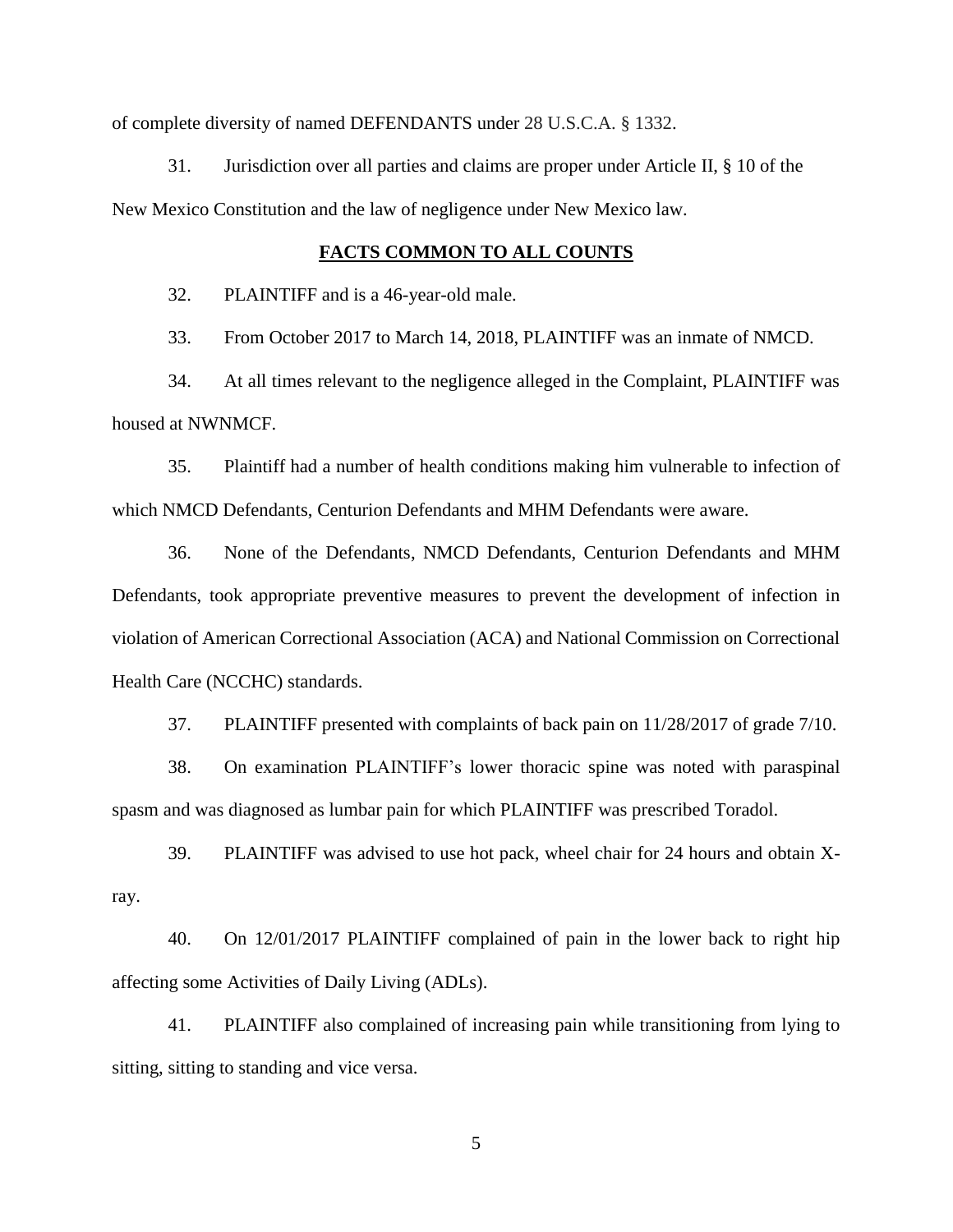of complete diversity of named DEFENDANTS under 28 U.S.C.A. § 1332.

31. Jurisdiction over all parties and claims are proper under Article II, § 10 of the New Mexico Constitution and the law of negligence under New Mexico law.

## **FACTS COMMON TO ALL COUNTS**

32. PLAINTIFF and is a 46-year-old male.

33. From October 2017 to March 14, 2018, PLAINTIFF was an inmate of NMCD.

34. At all times relevant to the negligence alleged in the Complaint, PLAINTIFF was housed at NWNMCF.

35. Plaintiff had a number of health conditions making him vulnerable to infection of which NMCD Defendants, Centurion Defendants and MHM Defendants were aware.

36. None of the Defendants, NMCD Defendants, Centurion Defendants and MHM Defendants, took appropriate preventive measures to prevent the development of infection in violation of American Correctional Association (ACA) and National Commission on Correctional Health Care (NCCHC) standards.

37. PLAINTIFF presented with complaints of back pain on 11/28/2017 of grade 7/10.

38. On examination PLAINTIFF's lower thoracic spine was noted with paraspinal spasm and was diagnosed as lumbar pain for which PLAINTIFF was prescribed Toradol.

39. PLAINTIFF was advised to use hot pack, wheel chair for 24 hours and obtain X-ray.

40. On 12/01/2017 PLAINTIFF complained of pain in the lower back to right hip affecting some Activities of Daily Living (ADLs).

41. PLAINTIFF also complained of increasing pain while transitioning from lying to sitting, sitting to standing and vice versa.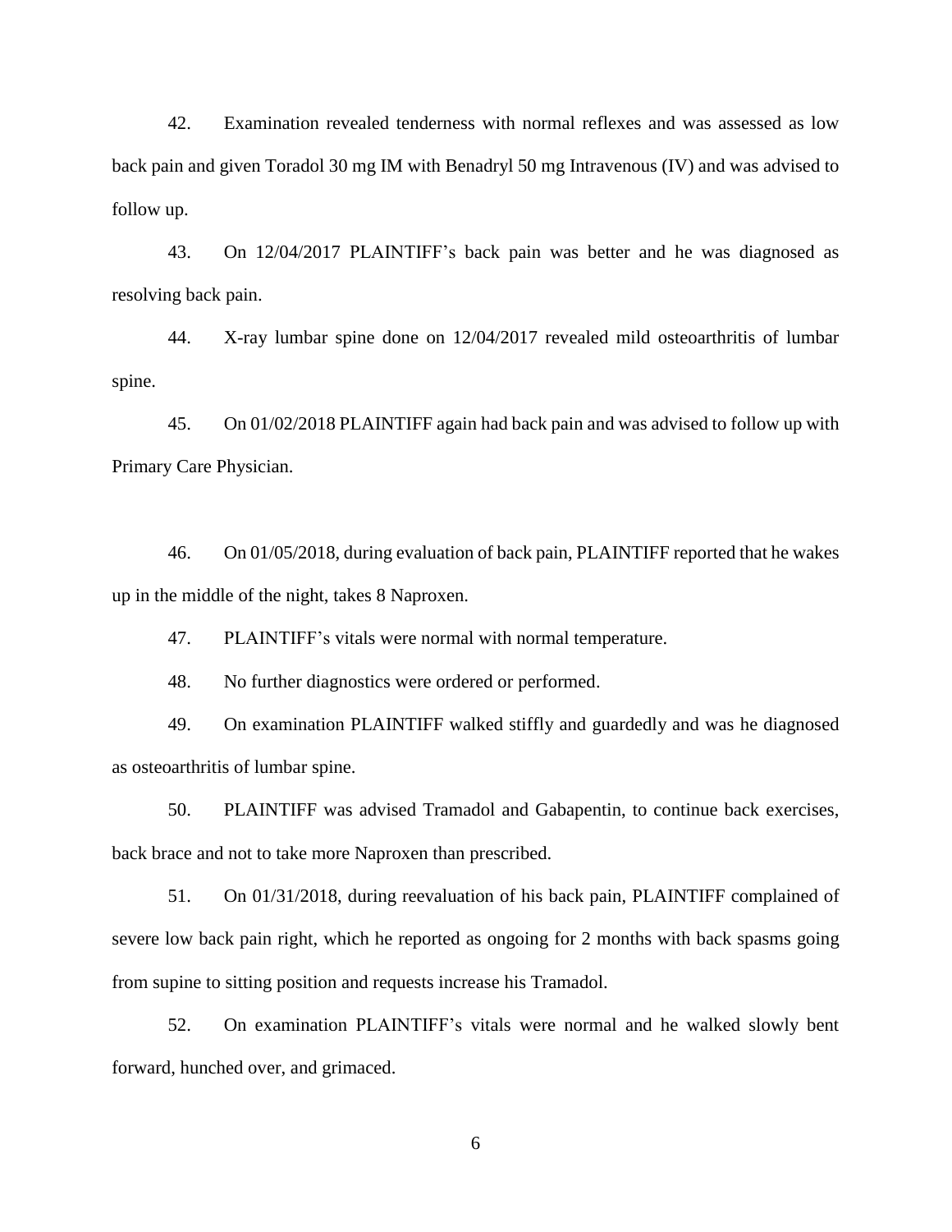42. Examination revealed tenderness with normal reflexes and was assessed as low back pain and given Toradol 30 mg IM with Benadryl 50 mg Intravenous (IV) and was advised to follow up.

43. On 12/04/2017 PLAINTIFF's back pain was better and he was diagnosed as resolving back pain.

44. X-ray lumbar spine done on 12/04/2017 revealed mild osteoarthritis of lumbar spine.

45. On 01/02/2018 PLAINTIFF again had back pain and was advised to follow up with Primary Care Physician.

46. On 01/05/2018, during evaluation of back pain, PLAINTIFF reported that he wakes up in the middle of the night, takes 8 Naproxen.

47. PLAINTIFF's vitals were normal with normal temperature.

48. No further diagnostics were ordered or performed.

49. On examination PLAINTIFF walked stiffly and guardedly and was he diagnosed as osteoarthritis of lumbar spine.

50. PLAINTIFF was advised Tramadol and Gabapentin, to continue back exercises, back brace and not to take more Naproxen than prescribed.

51. On 01/31/2018, during reevaluation of his back pain, PLAINTIFF complained of severe low back pain right, which he reported as ongoing for 2 months with back spasms going from supine to sitting position and requests increase his Tramadol.

52. On examination PLAINTIFF's vitals were normal and he walked slowly bent forward, hunched over, and grimaced.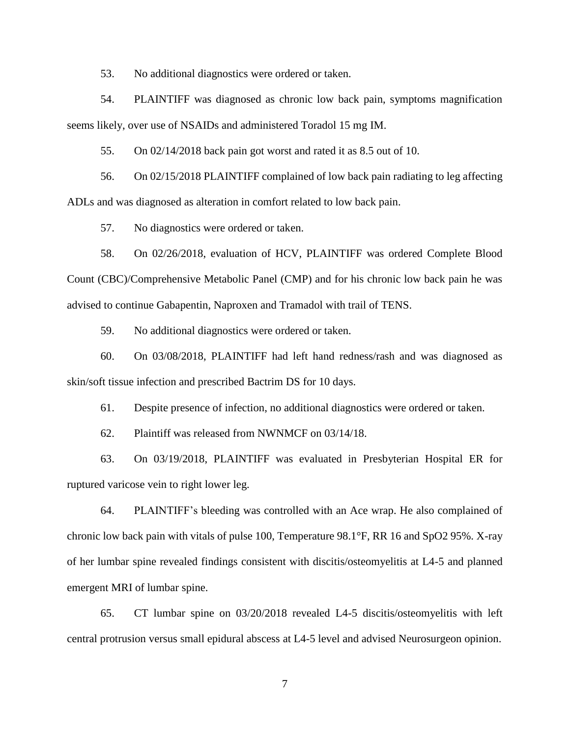53. No additional diagnostics were ordered or taken.

54. PLAINTIFF was diagnosed as chronic low back pain, symptoms magnification seems likely, over use of NSAIDs and administered Toradol 15 mg IM.

55. On 02/14/2018 back pain got worst and rated it as 8.5 out of 10.

56. On 02/15/2018 PLAINTIFF complained of low back pain radiating to leg affecting ADLs and was diagnosed as alteration in comfort related to low back pain.

57. No diagnostics were ordered or taken.

58. On 02/26/2018, evaluation of HCV, PLAINTIFF was ordered Complete Blood Count (CBC)/Comprehensive Metabolic Panel (CMP) and for his chronic low back pain he was advised to continue Gabapentin, Naproxen and Tramadol with trail of TENS.

59. No additional diagnostics were ordered or taken.

60. On 03/08/2018, PLAINTIFF had left hand redness/rash and was diagnosed as skin/soft tissue infection and prescribed Bactrim DS for 10 days.

61. Despite presence of infection, no additional diagnostics were ordered or taken.

62. Plaintiff was released from NWNMCF on 03/14/18.

63. On 03/19/2018, PLAINTIFF was evaluated in Presbyterian Hospital ER for ruptured varicose vein to right lower leg.

64. PLAINTIFF's bleeding was controlled with an Ace wrap. He also complained of chronic low back pain with vitals of pulse 100, Temperature 98.1°F, RR 16 and SpO2 95%. X-ray of her lumbar spine revealed findings consistent with discitis/osteomyelitis at L4-5 and planned emergent MRI of lumbar spine.

65. CT lumbar spine on 03/20/2018 revealed L4-5 discitis/osteomyelitis with left central protrusion versus small epidural abscess at L4-5 level and advised Neurosurgeon opinion.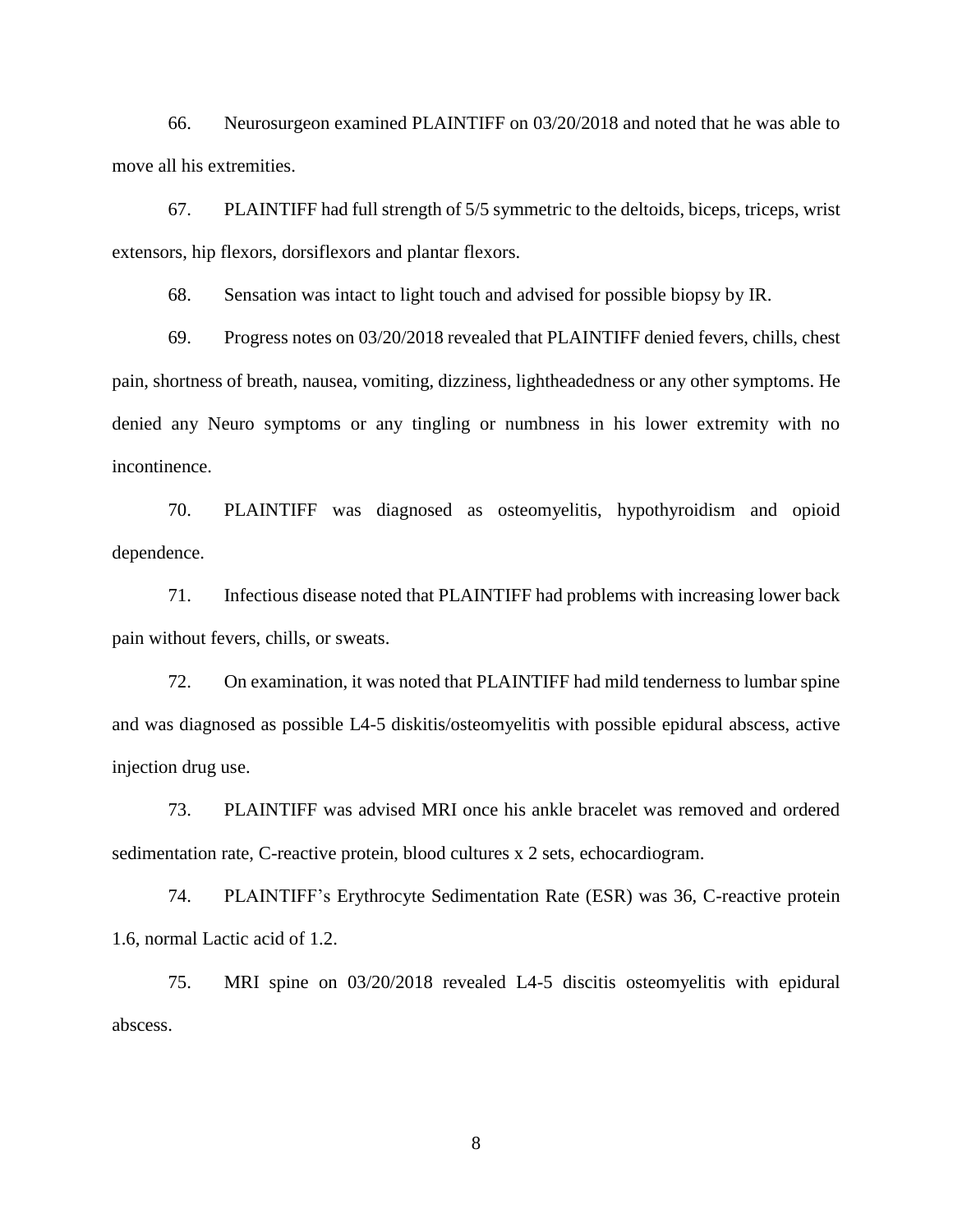66. Neurosurgeon examined PLAINTIFF on 03/20/2018 and noted that he was able to move all his extremities.

67. PLAINTIFF had full strength of 5/5 symmetric to the deltoids, biceps, triceps, wrist extensors, hip flexors, dorsiflexors and plantar flexors.

68. Sensation was intact to light touch and advised for possible biopsy by IR.

69. Progress notes on 03/20/2018 revealed that PLAINTIFF denied fevers, chills, chest pain, shortness of breath, nausea, vomiting, dizziness, lightheadedness or any other symptoms. He denied any Neuro symptoms or any tingling or numbness in his lower extremity with no incontinence.

70. PLAINTIFF was diagnosed as osteomyelitis, hypothyroidism and opioid dependence.

71. Infectious disease noted that PLAINTIFF had problems with increasing lower back pain without fevers, chills, or sweats.

72. On examination, it was noted that PLAINTIFF had mild tenderness to lumbar spine and was diagnosed as possible L4-5 diskitis/osteomyelitis with possible epidural abscess, active injection drug use.

73. PLAINTIFF was advised MRI once his ankle bracelet was removed and ordered sedimentation rate, C-reactive protein, blood cultures x 2 sets, echocardiogram.

74. PLAINTIFF's Erythrocyte Sedimentation Rate (ESR) was 36, C-reactive protein 1.6, normal Lactic acid of 1.2.

75. MRI spine on 03/20/2018 revealed L4-5 discitis osteomyelitis with epidural abscess.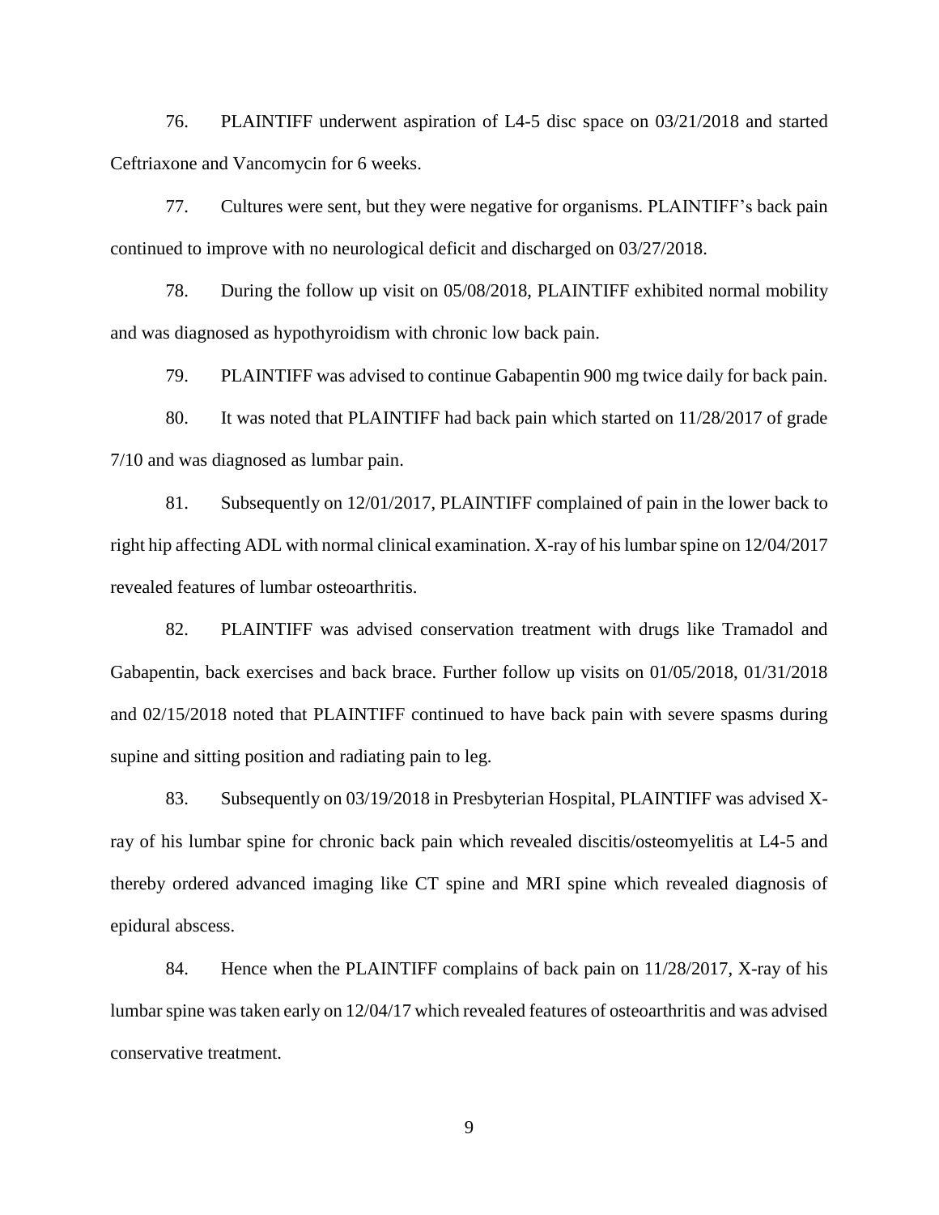76. PLAINTIFF underwent aspiration of L4-5 disc space on 03/21/2018 and started Ceftriaxone and Vancomycin for 6 weeks.

77. Cultures were sent, but they were negative for organisms. PLAINTIFF's back pain continued to improve with no neurological deficit and discharged on 03/27/2018.

78. During the follow up visit on 05/08/2018, PLAINTIFF exhibited normal mobility and was diagnosed as hypothyroidism with chronic low back pain.

79. PLAINTIFF was advised to continue Gabapentin 900 mg twice daily for back pain.

80. It was noted that PLAINTIFF had back pain which started on 11/28/2017 of grade 7/10 and was diagnosed as lumbar pain.

81. Subsequently on 12/01/2017, PLAINTIFF complained of pain in the lower back to right hip affecting ADL with normal clinical examination. X-ray of his lumbar spine on 12/04/2017 revealed features of lumbar osteoarthritis.

82. PLAINTIFF was advised conservation treatment with drugs like Tramadol and Gabapentin, back exercises and back brace. Further follow up visits on 01/05/2018, 01/31/2018 and 02/15/2018 noted that PLAINTIFF continued to have back pain with severe spasms during supine and sitting position and radiating pain to leg.

83. Subsequently on 03/19/2018 in Presbyterian Hospital, PLAINTIFF was advised X-ray of his lumbar spine for chronic back pain which revealed discitis/osteomyelitis at L4-5 and thereby ordered advanced imaging like CT spine and MRI spine which revealed diagnosis of epidural abscess.

84. Hence when the PLAINTIFF complains of back pain on 11/28/2017, X-ray of his lumbar spine was taken early on 12/04/17 which revealed features of osteoarthritis and was advised conservative treatment.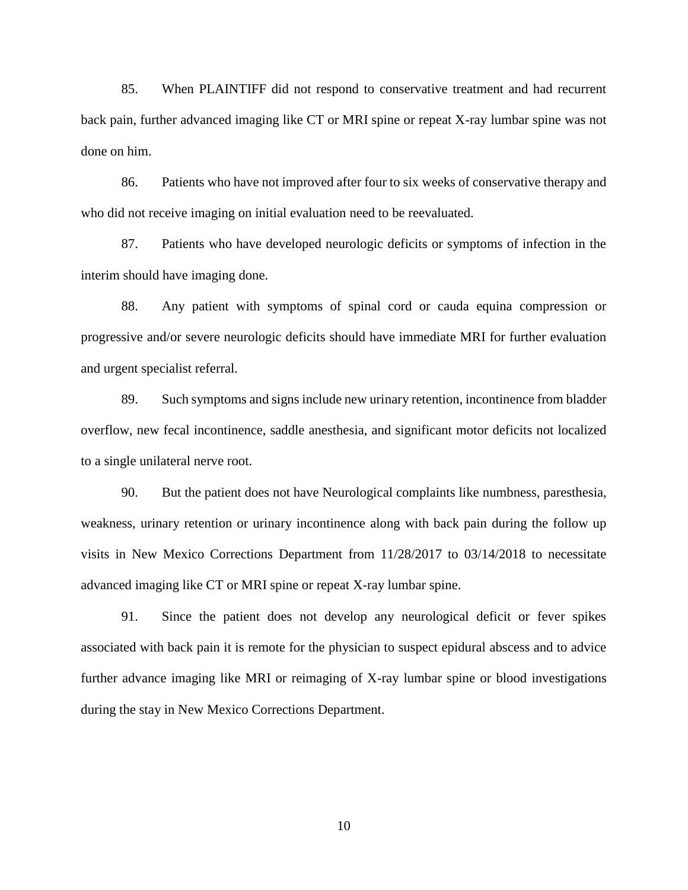85. When PLAINTIFF did not respond to conservative treatment and had recurrent back pain, further advanced imaging like CT or MRI spine or repeat X-ray lumbar spine was not done on him.

86. Patients who have not improved after four to six weeks of conservative therapy and who did not receive imaging on initial evaluation need to be reevaluated.

87. Patients who have developed neurologic deficits or symptoms of infection in the interim should have imaging done.

88. Any patient with symptoms of spinal cord or cauda equina compression or progressive and/or severe neurologic deficits should have immediate MRI for further evaluation and urgent specialist referral.

89. Such symptoms and signs include new urinary retention, incontinence from bladder overflow, new fecal incontinence, saddle anesthesia, and significant motor deficits not localized to a single unilateral nerve root.

90. But the patient does not have Neurological complaints like numbness, paresthesia, weakness, urinary retention or urinary incontinence along with back pain during the follow up visits in New Mexico Corrections Department from 11/28/2017 to 03/14/2018 to necessitate advanced imaging like CT or MRI spine or repeat X-ray lumbar spine.

91. Since the patient does not develop any neurological deficit or fever spikes associated with back pain it is remote for the physician to suspect epidural abscess and to advice further advance imaging like MRI or reimaging of X-ray lumbar spine or blood investigations during the stay in New Mexico Corrections Department.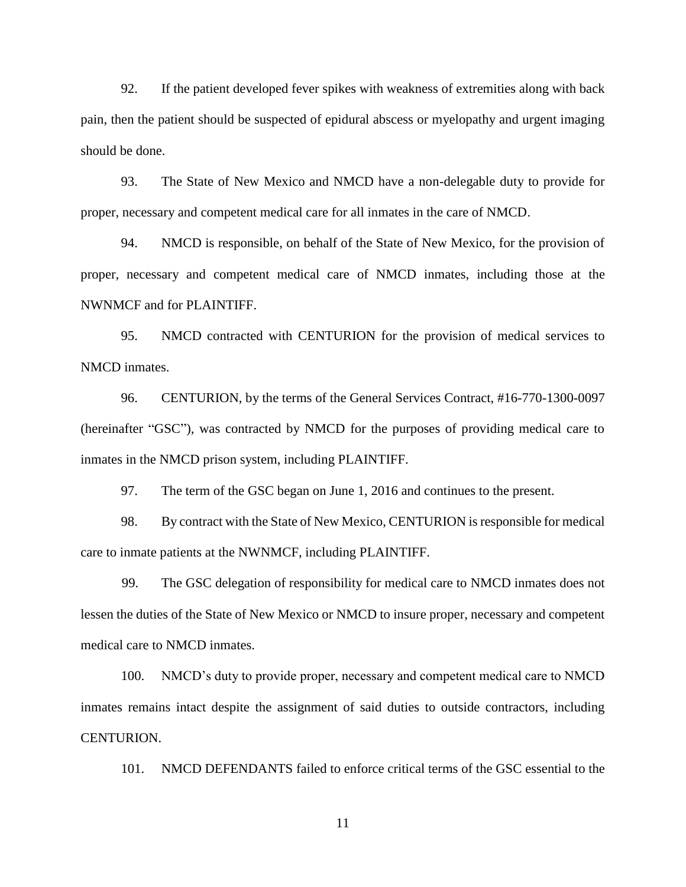92. If the patient developed fever spikes with weakness of extremities along with back pain, then the patient should be suspected of epidural abscess or myelopathy and urgent imaging should be done.

93. The State of New Mexico and NMCD have a non-delegable duty to provide for proper, necessary and competent medical care for all inmates in the care of NMCD.

94. NMCD is responsible, on behalf of the State of New Mexico, for the provision of proper, necessary and competent medical care of NMCD inmates, including those at the NWNMCF and for PLAINTIFF.

95. NMCD contracted with CENTURION for the provision of medical services to NMCD inmates.

96. CENTURION, by the terms of the General Services Contract, #16-770-1300-0097 (hereinafter "GSC"), was contracted by NMCD for the purposes of providing medical care to inmates in the NMCD prison system, including PLAINTIFF.

97. The term of the GSC began on June 1, 2016 and continues to the present.

98. By contract with the State of New Mexico, CENTURION is responsible for medical care to inmate patients at the NWNMCF, including PLAINTIFF.

99. The GSC delegation of responsibility for medical care to NMCD inmates does not lessen the duties of the State of New Mexico or NMCD to insure proper, necessary and competent medical care to NMCD inmates.

100. NMCD's duty to provide proper, necessary and competent medical care to NMCD inmates remains intact despite the assignment of said duties to outside contractors, including CENTURION.

101. NMCD DEFENDANTS failed to enforce critical terms of the GSC essential to the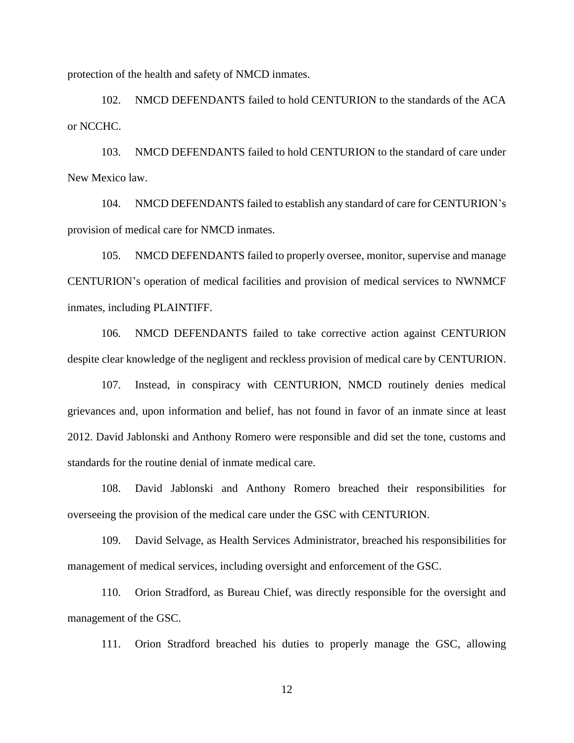protection of the health and safety of NMCD inmates.

102. NMCD DEFENDANTS failed to hold CENTURION to the standards of the ACA or NCCHC.

103. NMCD DEFENDANTS failed to hold CENTURION to the standard of care under New Mexico law.

104. NMCD DEFENDANTS failed to establish any standard of care for CENTURION's provision of medical care for NMCD inmates.

105. NMCD DEFENDANTS failed to properly oversee, monitor, supervise and manage CENTURION's operation of medical facilities and provision of medical services to NWNMCF inmates, including PLAINTIFF.

106. NMCD DEFENDANTS failed to take corrective action against CENTURION despite clear knowledge of the negligent and reckless provision of medical care by CENTURION.

107. Instead, in conspiracy with CENTURION, NMCD routinely denies medical grievances and, upon information and belief, has not found in favor of an inmate since at least 2012. David Jablonski and Anthony Romero were responsible and did set the tone, customs and standards for the routine denial of inmate medical care.

108. David Jablonski and Anthony Romero breached their responsibilities for overseeing the provision of the medical care under the GSC with CENTURION.

109. David Selvage, as Health Services Administrator, breached his responsibilities for management of medical services, including oversight and enforcement of the GSC.

110. Orion Stradford, as Bureau Chief, was directly responsible for the oversight and management of the GSC.

111. Orion Stradford breached his duties to properly manage the GSC, allowing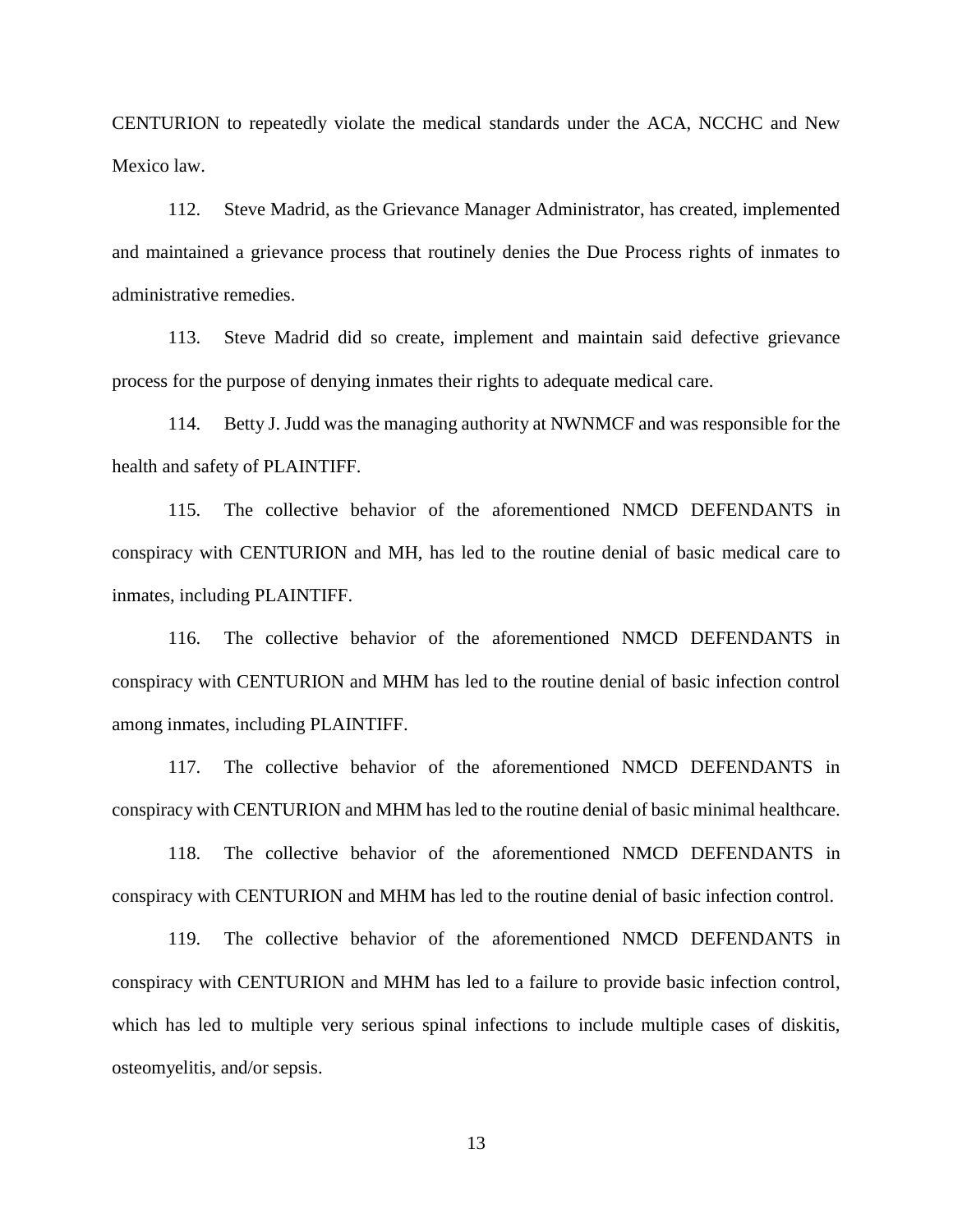CENTURION to repeatedly violate the medical standards under the ACA, NCCHC and New Mexico law.

112. Steve Madrid, as the Grievance Manager Administrator, has created, implemented and maintained a grievance process that routinely denies the Due Process rights of inmates to administrative remedies.

113. Steve Madrid did so create, implement and maintain said defective grievance process for the purpose of denying inmates their rights to adequate medical care.

114. Betty J. Judd was the managing authority at NWNMCF and was responsible for the health and safety of PLAINTIFF.

115. The collective behavior of the aforementioned NMCD DEFENDANTS in conspiracy with CENTURION and MH, has led to the routine denial of basic medical care to inmates, including PLAINTIFF.

116. The collective behavior of the aforementioned NMCD DEFENDANTS in conspiracy with CENTURION and MHM has led to the routine denial of basic infection control among inmates, including PLAINTIFF.

117. The collective behavior of the aforementioned NMCD DEFENDANTS in conspiracy with CENTURION and MHM has led to the routine denial of basic minimal healthcare.

118. The collective behavior of the aforementioned NMCD DEFENDANTS in conspiracy with CENTURION and MHM has led to the routine denial of basic infection control.

119. The collective behavior of the aforementioned NMCD DEFENDANTS in conspiracy with CENTURION and MHM has led to a failure to provide basic infection control, which has led to multiple very serious spinal infections to include multiple cases of diskitis, osteomyelitis, and/or sepsis.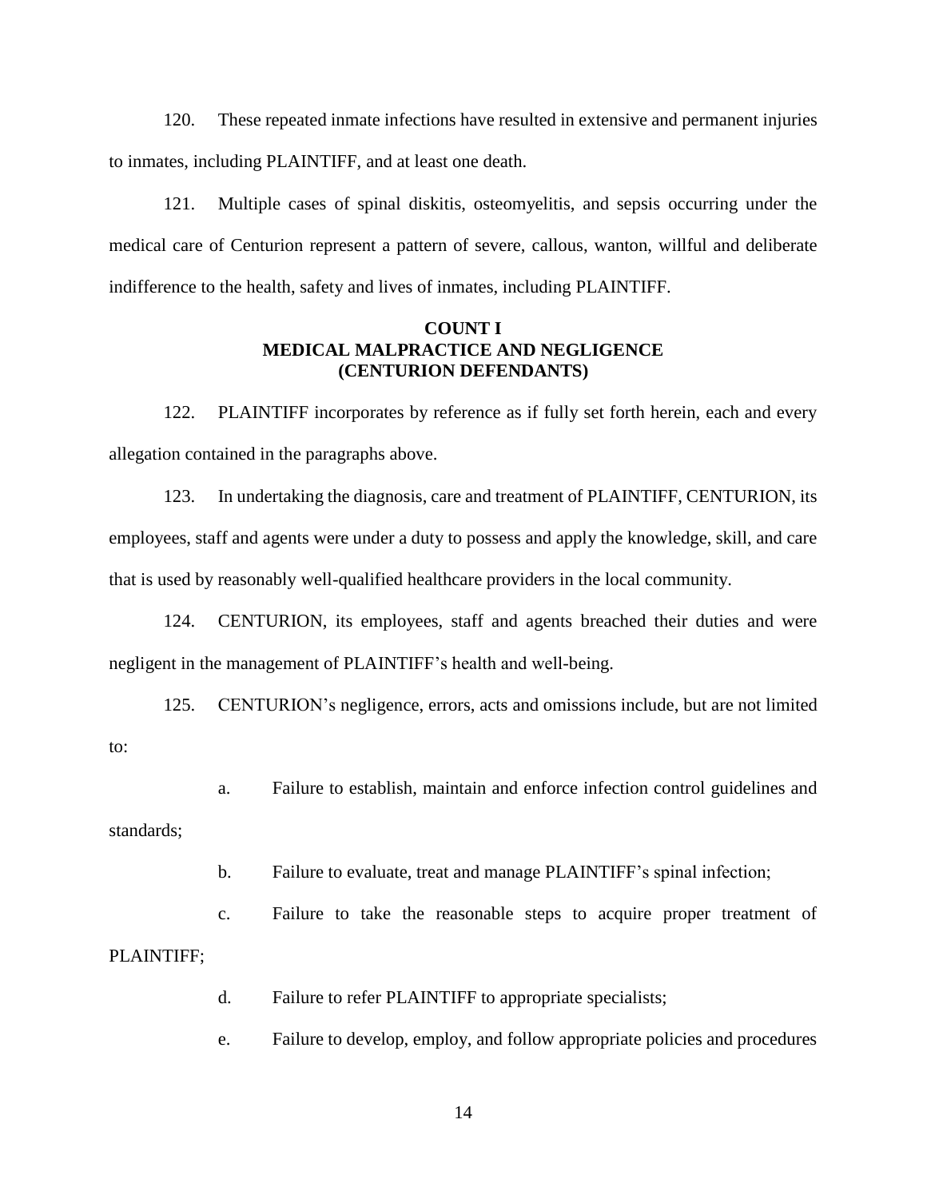120. These repeated inmate infections have resulted in extensive and permanent injuries to inmates, including PLAINTIFF, and at least one death.

121. Multiple cases of spinal diskitis, osteomyelitis, and sepsis occurring under the medical care of Centurion represent a pattern of severe, callous, wanton, willful and deliberate indifference to the health, safety and lives of inmates, including PLAINTIFF.

**COUNT I**
**MEDICAL MALPRACTICE AND NEGLIGENCE**
**(CENTURION DEFENDANTS)**

122. PLAINTIFF incorporates by reference as if fully set forth herein, each and every allegation contained in the paragraphs above.

123. In undertaking the diagnosis, care and treatment of PLAINTIFF, CENTURION, its employees, staff and agents were under a duty to possess and apply the knowledge, skill, and care that is used by reasonably well-qualified healthcare providers in the local community.

124. CENTURION, its employees, staff and agents breached their duties and were negligent in the management of PLAINTIFF's health and well-being.

125. CENTURION's negligence, errors, acts and omissions include, but are not limited to:

a. Failure to establish, maintain and enforce infection control guidelines and standards;

b. Failure to evaluate, treat and manage PLAINTIFF's spinal infection;

c. Failure to take the reasonable steps to acquire proper treatment of PLAINTIFF;

d. Failure to refer PLAINTIFF to appropriate specialists;

e. Failure to develop, employ, and follow appropriate policies and procedures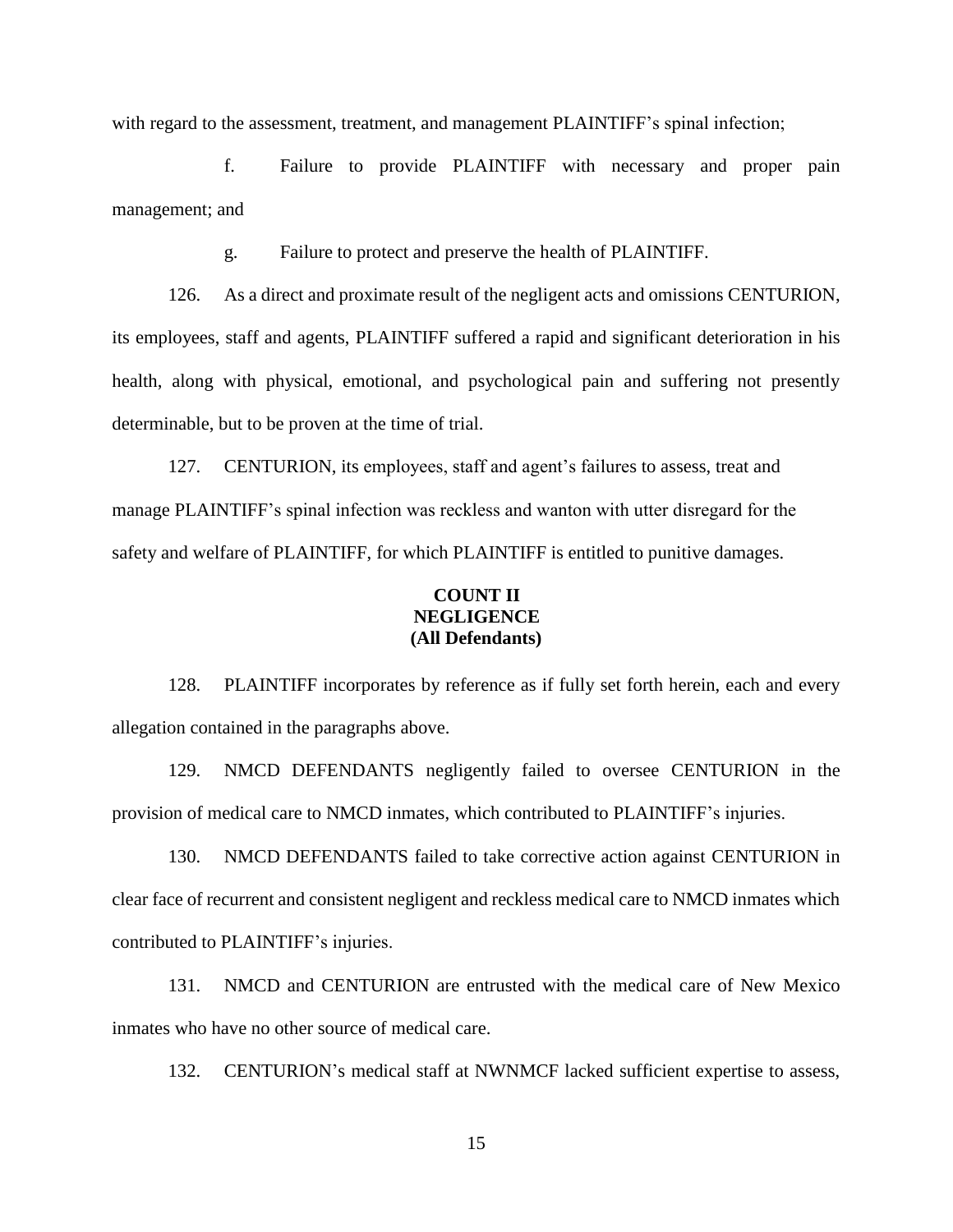with regard to the assessment, treatment, and management PLAINTIFF's spinal infection;

f. Failure to provide PLAINTIFF with necessary and proper pain management; and

g. Failure to protect and preserve the health of PLAINTIFF.

126. As a direct and proximate result of the negligent acts and omissions CENTURION, its employees, staff and agents, PLAINTIFF suffered a rapid and significant deterioration in his health, along with physical, emotional, and psychological pain and suffering not presently determinable, but to be proven at the time of trial.

127. CENTURION, its employees, staff and agent's failures to assess, treat and manage PLAINTIFF's spinal infection was reckless and wanton with utter disregard for the safety and welfare of PLAINTIFF, for which PLAINTIFF is entitled to punitive damages.

**COUNT II**
**NEGLIGENCE**
**(All Defendants)**

128. PLAINTIFF incorporates by reference as if fully set forth herein, each and every allegation contained in the paragraphs above.

129. NMCD DEFENDANTS negligently failed to oversee CENTURION in the provision of medical care to NMCD inmates, which contributed to PLAINTIFF's injuries.

130. NMCD DEFENDANTS failed to take corrective action against CENTURION in clear face of recurrent and consistent negligent and reckless medical care to NMCD inmates which contributed to PLAINTIFF's injuries.

131. NMCD and CENTURION are entrusted with the medical care of New Mexico inmates who have no other source of medical care.

132. CENTURION's medical staff at NWNMCF lacked sufficient expertise to assess,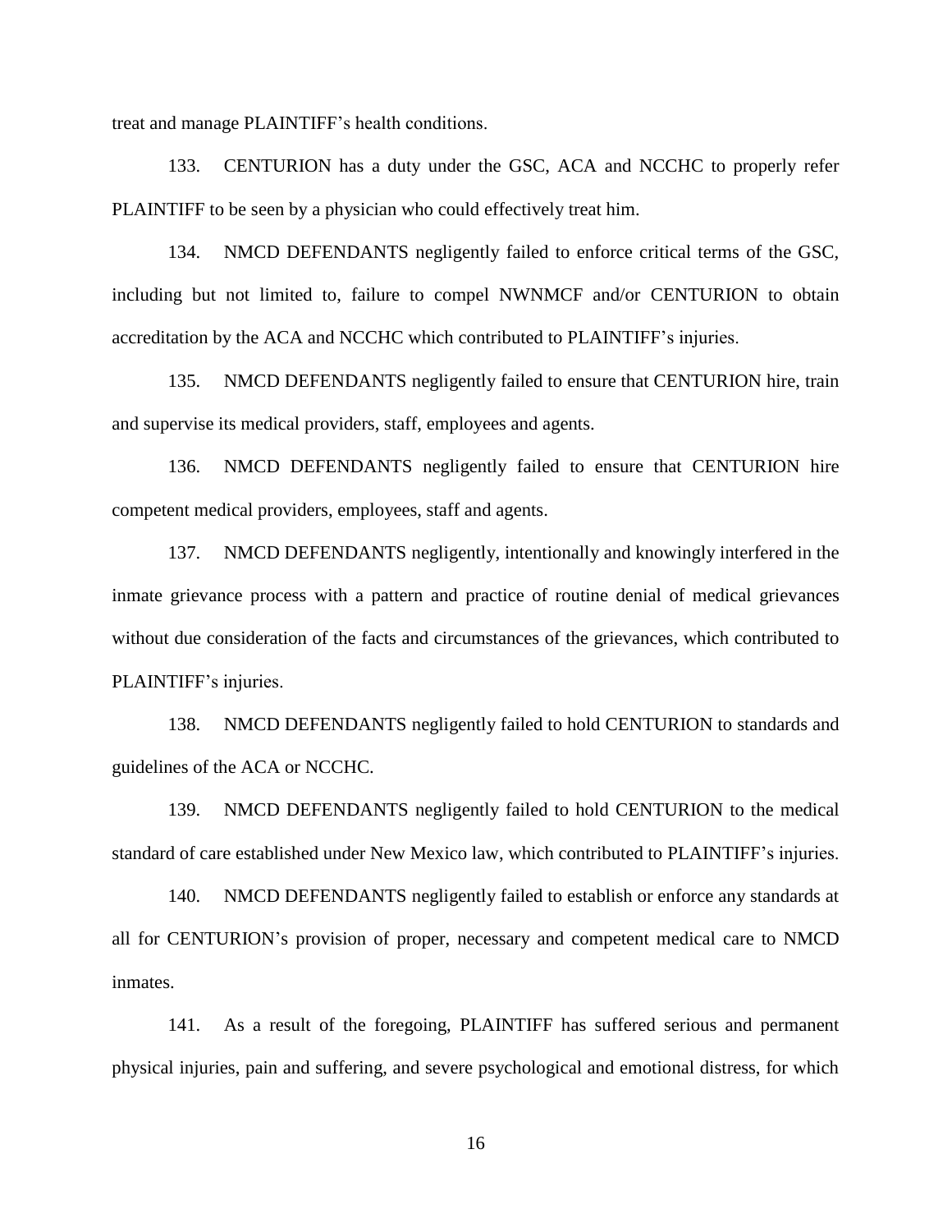treat and manage PLAINTIFF's health conditions.

133. CENTURION has a duty under the GSC, ACA and NCCHC to properly refer PLAINTIFF to be seen by a physician who could effectively treat him.

134. NMCD DEFENDANTS negligently failed to enforce critical terms of the GSC, including but not limited to, failure to compel NWNMCF and/or CENTURION to obtain accreditation by the ACA and NCCHC which contributed to PLAINTIFF's injuries.

135. NMCD DEFENDANTS negligently failed to ensure that CENTURION hire, train and supervise its medical providers, staff, employees and agents.

136. NMCD DEFENDANTS negligently failed to ensure that CENTURION hire competent medical providers, employees, staff and agents.

137. NMCD DEFENDANTS negligently, intentionally and knowingly interfered in the inmate grievance process with a pattern and practice of routine denial of medical grievances without due consideration of the facts and circumstances of the grievances, which contributed to PLAINTIFF's injuries.

138. NMCD DEFENDANTS negligently failed to hold CENTURION to standards and guidelines of the ACA or NCCHC.

139. NMCD DEFENDANTS negligently failed to hold CENTURION to the medical standard of care established under New Mexico law, which contributed to PLAINTIFF's injuries.

140. NMCD DEFENDANTS negligently failed to establish or enforce any standards at all for CENTURION's provision of proper, necessary and competent medical care to NMCD inmates.

141. As a result of the foregoing, PLAINTIFF has suffered serious and permanent physical injuries, pain and suffering, and severe psychological and emotional distress, for which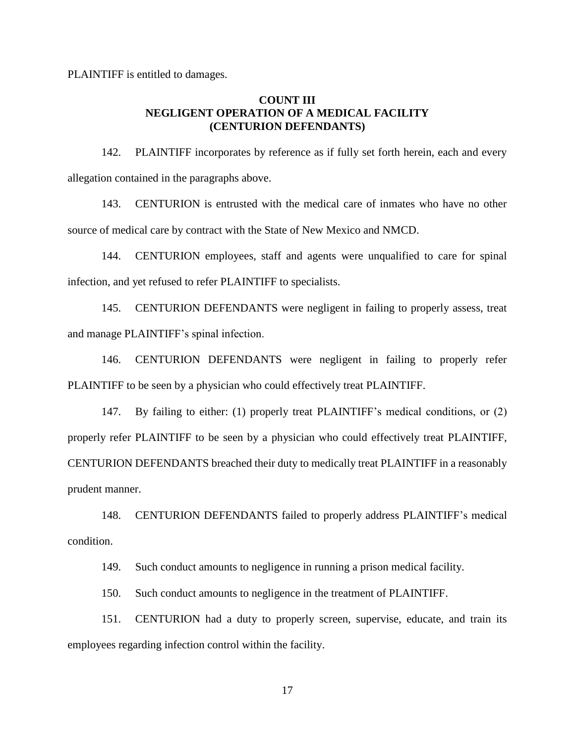PLAINTIFF is entitled to damages.

**COUNT III**
**NEGLIGENT OPERATION OF A MEDICAL FACILITY**
**(CENTURION DEFENDANTS)**

142. PLAINTIFF incorporates by reference as if fully set forth herein, each and every allegation contained in the paragraphs above.

143. CENTURION is entrusted with the medical care of inmates who have no other source of medical care by contract with the State of New Mexico and NMCD.

144. CENTURION employees, staff and agents were unqualified to care for spinal infection, and yet refused to refer PLAINTIFF to specialists.

145. CENTURION DEFENDANTS were negligent in failing to properly assess, treat and manage PLAINTIFF's spinal infection.

146. CENTURION DEFENDANTS were negligent in failing to properly refer PLAINTIFF to be seen by a physician who could effectively treat PLAINTIFF.

147. By failing to either: (1) properly treat PLAINTIFF's medical conditions, or (2) properly refer PLAINTIFF to be seen by a physician who could effectively treat PLAINTIFF, CENTURION DEFENDANTS breached their duty to medically treat PLAINTIFF in a reasonably prudent manner.

148. CENTURION DEFENDANTS failed to properly address PLAINTIFF's medical condition.

149. Such conduct amounts to negligence in running a prison medical facility.

150. Such conduct amounts to negligence in the treatment of PLAINTIFF.

151. CENTURION had a duty to properly screen, supervise, educate, and train its employees regarding infection control within the facility.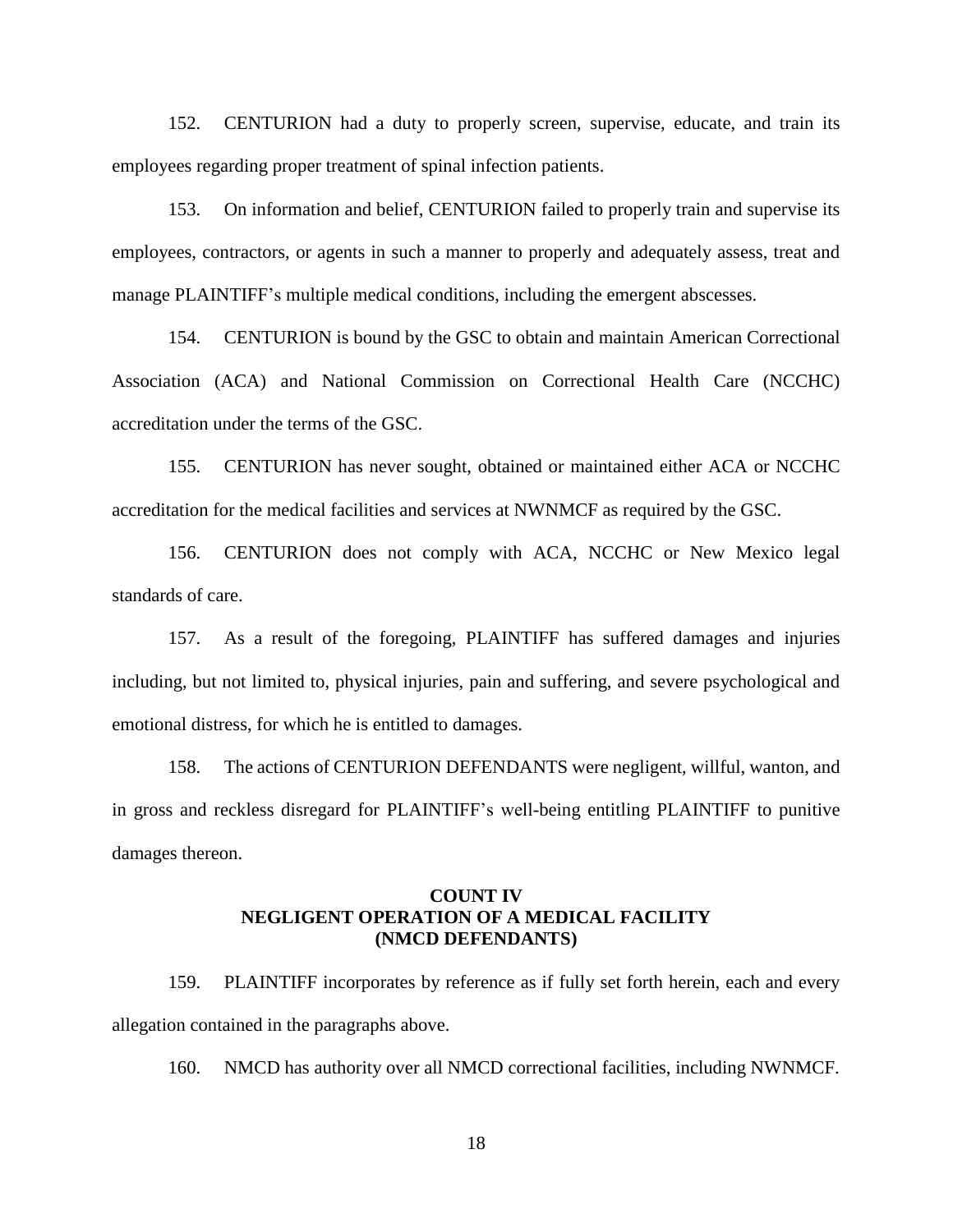152. CENTURION had a duty to properly screen, supervise, educate, and train its employees regarding proper treatment of spinal infection patients.

153. On information and belief, CENTURION failed to properly train and supervise its employees, contractors, or agents in such a manner to properly and adequately assess, treat and manage PLAINTIFF's multiple medical conditions, including the emergent abscesses.

154. CENTURION is bound by the GSC to obtain and maintain American Correctional Association (ACA) and National Commission on Correctional Health Care (NCCHC) accreditation under the terms of the GSC.

155. CENTURION has never sought, obtained or maintained either ACA or NCCHC accreditation for the medical facilities and services at NWNMCF as required by the GSC.

156. CENTURION does not comply with ACA, NCCHC or New Mexico legal standards of care.

157. As a result of the foregoing, PLAINTIFF has suffered damages and injuries including, but not limited to, physical injuries, pain and suffering, and severe psychological and emotional distress, for which he is entitled to damages.

158. The actions of CENTURION DEFENDANTS were negligent, willful, wanton, and in gross and reckless disregard for PLAINTIFF's well-being entitling PLAINTIFF to punitive damages thereon.

**COUNT IV**
**NEGLIGENT OPERATION OF A MEDICAL FACILITY**
**(NMCD DEFENDANTS)**

159. PLAINTIFF incorporates by reference as if fully set forth herein, each and every allegation contained in the paragraphs above.

160. NMCD has authority over all NMCD correctional facilities, including NWNMCF.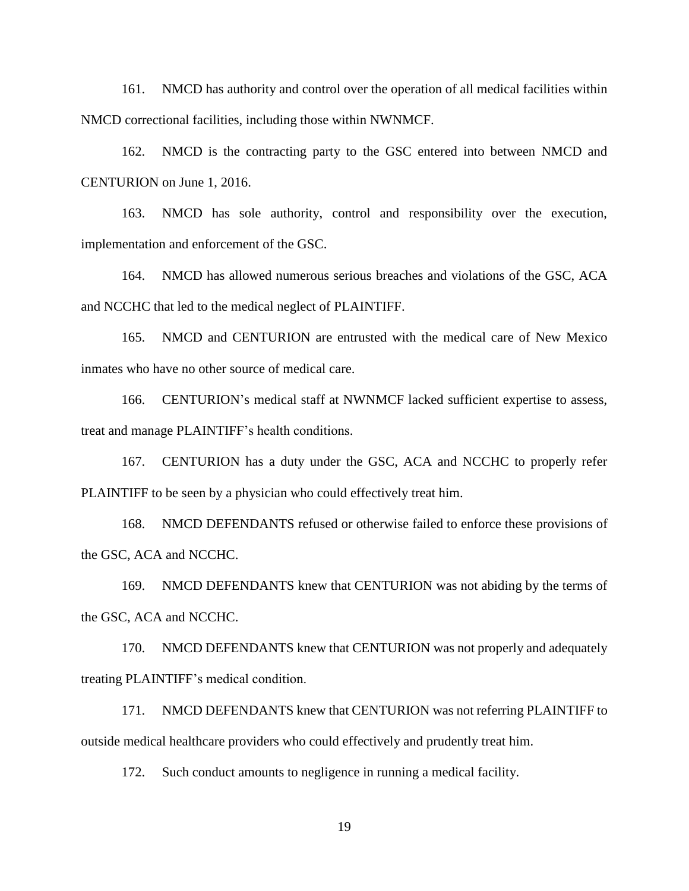161. NMCD has authority and control over the operation of all medical facilities within NMCD correctional facilities, including those within NWNMCF.

162. NMCD is the contracting party to the GSC entered into between NMCD and CENTURION on June 1, 2016.

163. NMCD has sole authority, control and responsibility over the execution, implementation and enforcement of the GSC.

164. NMCD has allowed numerous serious breaches and violations of the GSC, ACA and NCCHC that led to the medical neglect of PLAINTIFF.

165. NMCD and CENTURION are entrusted with the medical care of New Mexico inmates who have no other source of medical care.

166. CENTURION's medical staff at NWNMCF lacked sufficient expertise to assess, treat and manage PLAINTIFF's health conditions.

167. CENTURION has a duty under the GSC, ACA and NCCHC to properly refer PLAINTIFF to be seen by a physician who could effectively treat him.

168. NMCD DEFENDANTS refused or otherwise failed to enforce these provisions of the GSC, ACA and NCCHC.

169. NMCD DEFENDANTS knew that CENTURION was not abiding by the terms of the GSC, ACA and NCCHC.

170. NMCD DEFENDANTS knew that CENTURION was not properly and adequately treating PLAINTIFF's medical condition.

171. NMCD DEFENDANTS knew that CENTURION was not referring PLAINTIFF to outside medical healthcare providers who could effectively and prudently treat him.

172. Such conduct amounts to negligence in running a medical facility.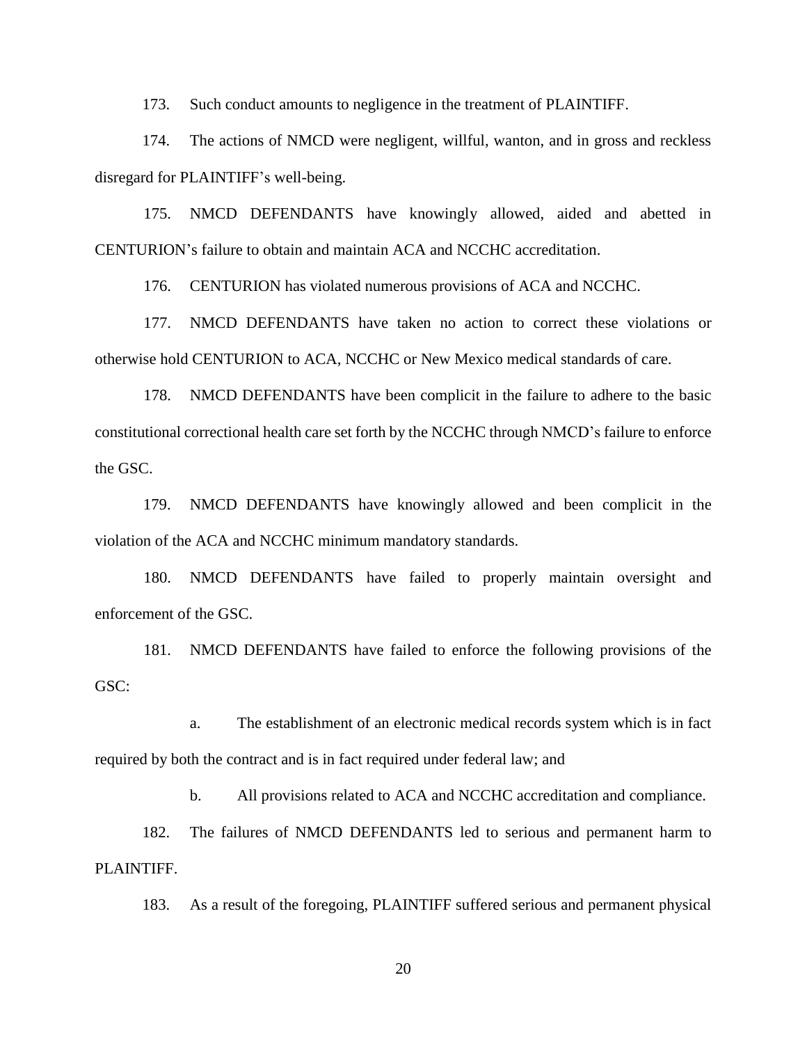173. Such conduct amounts to negligence in the treatment of PLAINTIFF.

174. The actions of NMCD were negligent, willful, wanton, and in gross and reckless disregard for PLAINTIFF's well-being.

175. NMCD DEFENDANTS have knowingly allowed, aided and abetted in CENTURION's failure to obtain and maintain ACA and NCCHC accreditation.

176. CENTURION has violated numerous provisions of ACA and NCCHC.

177. NMCD DEFENDANTS have taken no action to correct these violations or otherwise hold CENTURION to ACA, NCCHC or New Mexico medical standards of care.

178. NMCD DEFENDANTS have been complicit in the failure to adhere to the basic constitutional correctional health care set forth by the NCCHC through NMCD's failure to enforce the GSC.

179. NMCD DEFENDANTS have knowingly allowed and been complicit in the violation of the ACA and NCCHC minimum mandatory standards.

180. NMCD DEFENDANTS have failed to properly maintain oversight and enforcement of the GSC.

181. NMCD DEFENDANTS have failed to enforce the following provisions of the GSC:

a. The establishment of an electronic medical records system which is in fact required by both the contract and is in fact required under federal law; and

b. All provisions related to ACA and NCCHC accreditation and compliance.

182. The failures of NMCD DEFENDANTS led to serious and permanent harm to PLAINTIFF.

183. As a result of the foregoing, PLAINTIFF suffered serious and permanent physical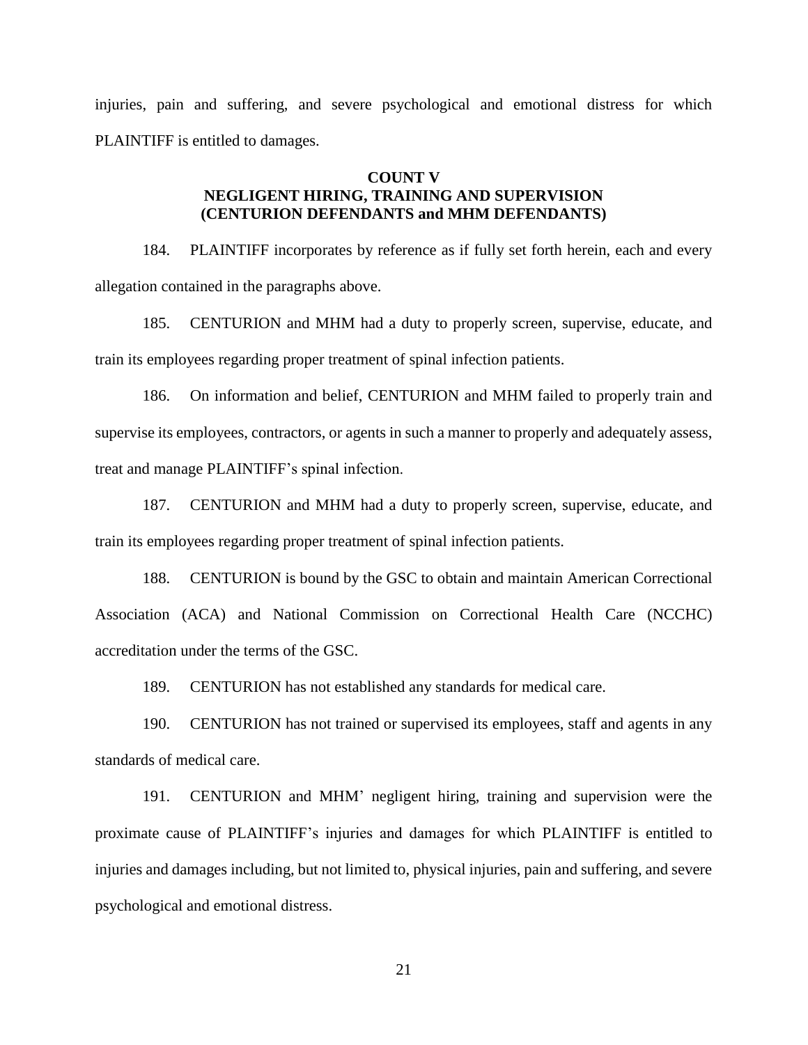injuries, pain and suffering, and severe psychological and emotional distress for which PLAINTIFF is entitled to damages.

## COUNT V
## NEGLIGENT HIRING, TRAINING AND SUPERVISION
## (CENTURION DEFENDANTS and MHM DEFENDANTS)

184. PLAINTIFF incorporates by reference as if fully set forth herein, each and every allegation contained in the paragraphs above.

185. CENTURION and MHM had a duty to properly screen, supervise, educate, and train its employees regarding proper treatment of spinal infection patients.

186. On information and belief, CENTURION and MHM failed to properly train and supervise its employees, contractors, or agents in such a manner to properly and adequately assess, treat and manage PLAINTIFF's spinal infection.

187. CENTURION and MHM had a duty to properly screen, supervise, educate, and train its employees regarding proper treatment of spinal infection patients.

188. CENTURION is bound by the GSC to obtain and maintain American Correctional Association (ACA) and National Commission on Correctional Health Care (NCCHC) accreditation under the terms of the GSC.

189. CENTURION has not established any standards for medical care.

190. CENTURION has not trained or supervised its employees, staff and agents in any standards of medical care.

191. CENTURION and MHM' negligent hiring, training and supervision were the proximate cause of PLAINTIFF's injuries and damages for which PLAINTIFF is entitled to injuries and damages including, but not limited to, physical injuries, pain and suffering, and severe psychological and emotional distress.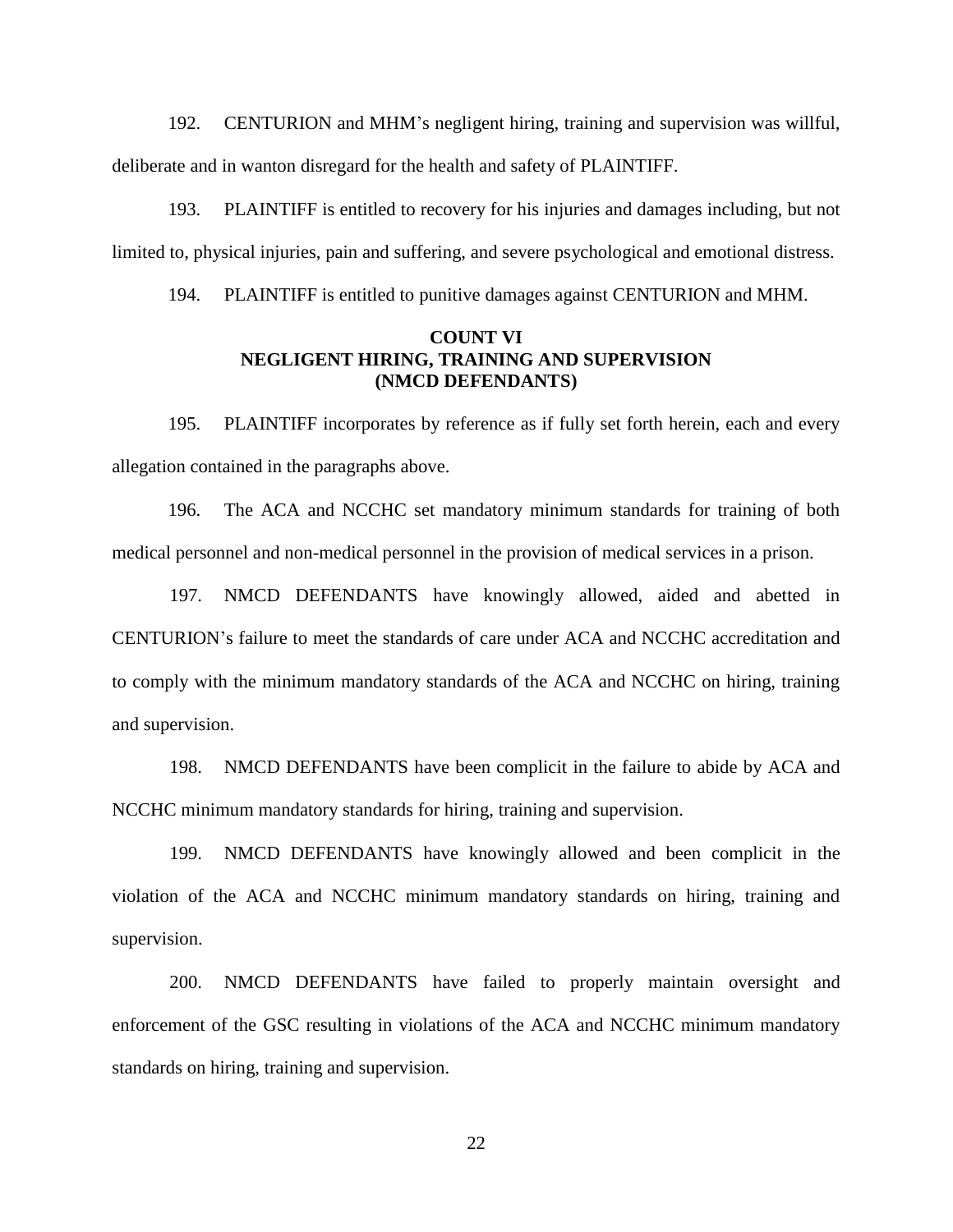192. CENTURION and MHM's negligent hiring, training and supervision was willful, deliberate and in wanton disregard for the health and safety of PLAINTIFF.

193. PLAINTIFF is entitled to recovery for his injuries and damages including, but not limited to, physical injuries, pain and suffering, and severe psychological and emotional distress.

194. PLAINTIFF is entitled to punitive damages against CENTURION and MHM.

## COUNT VI
## NEGLIGENT HIRING, TRAINING AND SUPERVISION
## (NMCD DEFENDANTS)

195. PLAINTIFF incorporates by reference as if fully set forth herein, each and every allegation contained in the paragraphs above.

196. The ACA and NCCHC set mandatory minimum standards for training of both medical personnel and non-medical personnel in the provision of medical services in a prison.

197. NMCD DEFENDANTS have knowingly allowed, aided and abetted in CENTURION's failure to meet the standards of care under ACA and NCCHC accreditation and to comply with the minimum mandatory standards of the ACA and NCCHC on hiring, training and supervision.

198. NMCD DEFENDANTS have been complicit in the failure to abide by ACA and NCCHC minimum mandatory standards for hiring, training and supervision.

199. NMCD DEFENDANTS have knowingly allowed and been complicit in the violation of the ACA and NCCHC minimum mandatory standards on hiring, training and supervision.

200. NMCD DEFENDANTS have failed to properly maintain oversight and enforcement of the GSC resulting in violations of the ACA and NCCHC minimum mandatory standards on hiring, training and supervision.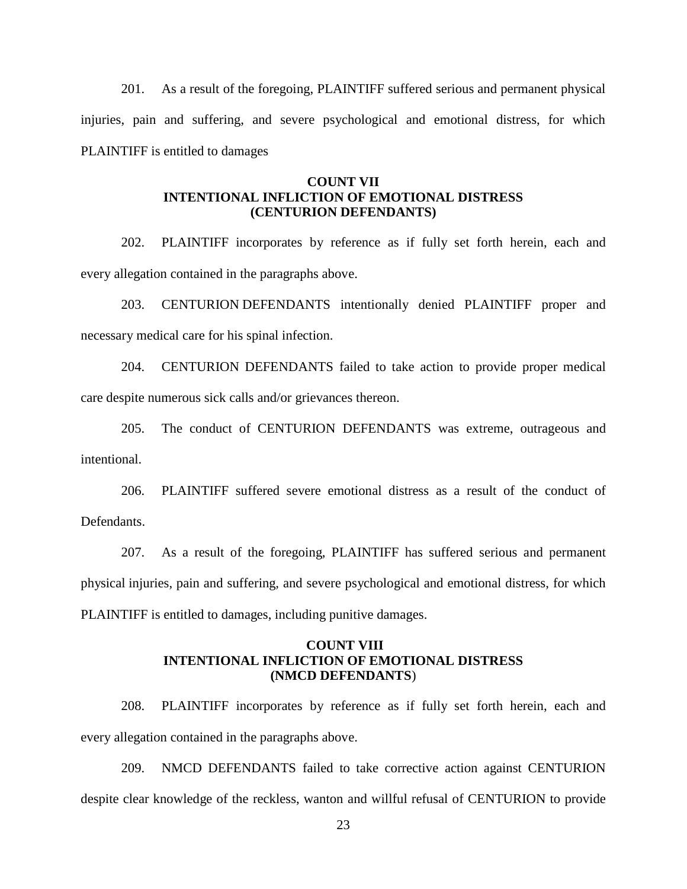201. As a result of the foregoing, PLAINTIFF suffered serious and permanent physical injuries, pain and suffering, and severe psychological and emotional distress, for which PLAINTIFF is entitled to damages

**COUNT VII**
**INTENTIONAL INFLICTION OF EMOTIONAL DISTRESS**
**(CENTURION DEFENDANTS)**

202. PLAINTIFF incorporates by reference as if fully set forth herein, each and every allegation contained in the paragraphs above.

203. CENTURION DEFENDANTS intentionally denied PLAINTIFF proper and necessary medical care for his spinal infection.

204. CENTURION DEFENDANTS failed to take action to provide proper medical care despite numerous sick calls and/or grievances thereon.

205. The conduct of CENTURION DEFENDANTS was extreme, outrageous and intentional.

206. PLAINTIFF suffered severe emotional distress as a result of the conduct of Defendants.

207. As a result of the foregoing, PLAINTIFF has suffered serious and permanent physical injuries, pain and suffering, and severe psychological and emotional distress, for which PLAINTIFF is entitled to damages, including punitive damages.

**COUNT VIII**
**INTENTIONAL INFLICTION OF EMOTIONAL DISTRESS**
**(NMCD DEFENDANTS)**

208. PLAINTIFF incorporates by reference as if fully set forth herein, each and every allegation contained in the paragraphs above.

209. NMCD DEFENDANTS failed to take corrective action against CENTURION despite clear knowledge of the reckless, wanton and willful refusal of CENTURION to provide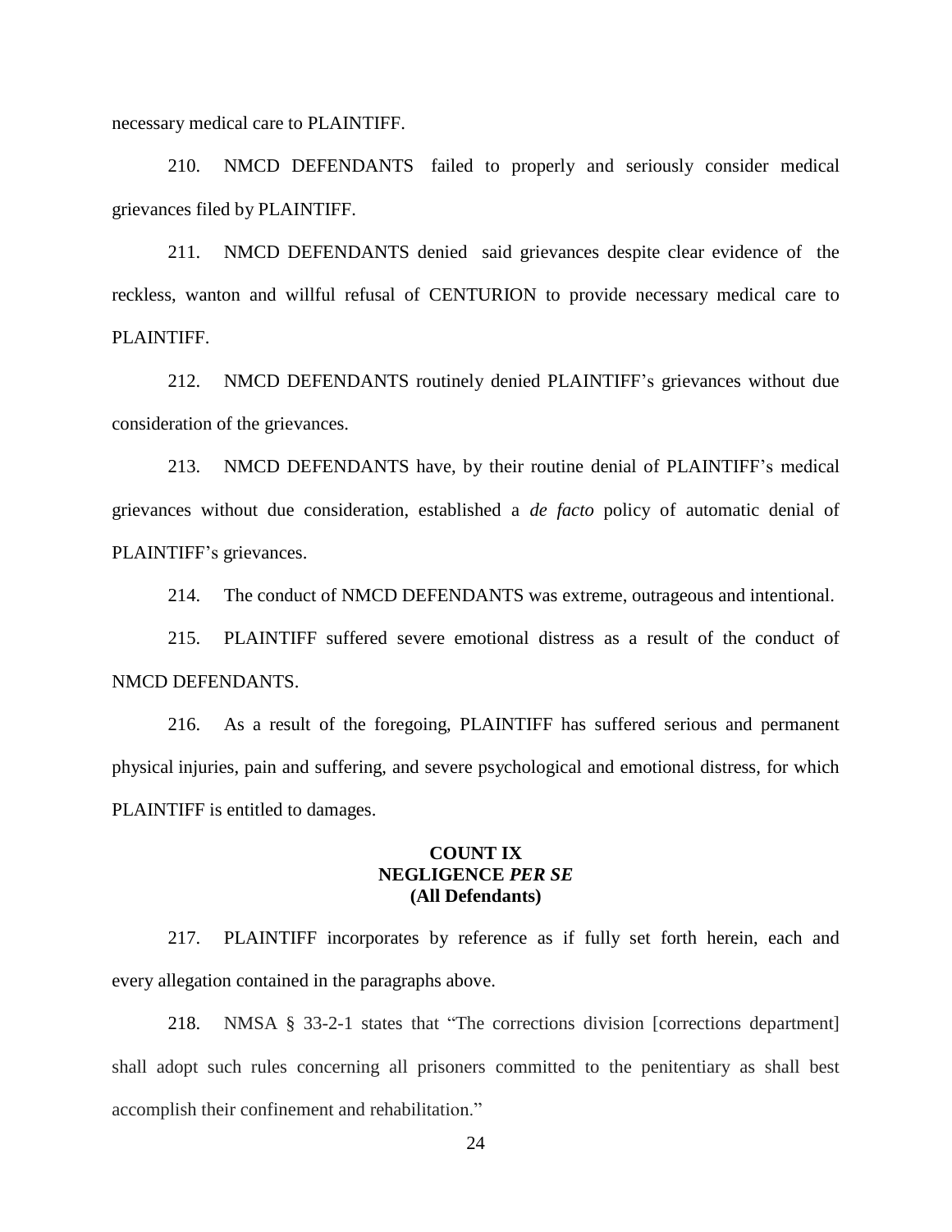necessary medical care to PLAINTIFF.

210. NMCD DEFENDANTS failed to properly and seriously consider medical grievances filed by PLAINTIFF.

211. NMCD DEFENDANTS denied said grievances despite clear evidence of the reckless, wanton and willful refusal of CENTURION to provide necessary medical care to PLAINTIFF.

212. NMCD DEFENDANTS routinely denied PLAINTIFF's grievances without due consideration of the grievances.

213. NMCD DEFENDANTS have, by their routine denial of PLAINTIFF's medical grievances without due consideration, established a *de facto* policy of automatic denial of PLAINTIFF's grievances.

214. The conduct of NMCD DEFENDANTS was extreme, outrageous and intentional.

215. PLAINTIFF suffered severe emotional distress as a result of the conduct of NMCD DEFENDANTS.

216. As a result of the foregoing, PLAINTIFF has suffered serious and permanent physical injuries, pain and suffering, and severe psychological and emotional distress, for which PLAINTIFF is entitled to damages.

**COUNT IX**
**NEGLIGENCE *PER SE***
**(All Defendants)**

217. PLAINTIFF incorporates by reference as if fully set forth herein, each and every allegation contained in the paragraphs above.

218. NMSA § 33-2-1 states that "The corrections division [corrections department] shall adopt such rules concerning all prisoners committed to the penitentiary as shall best accomplish their confinement and rehabilitation."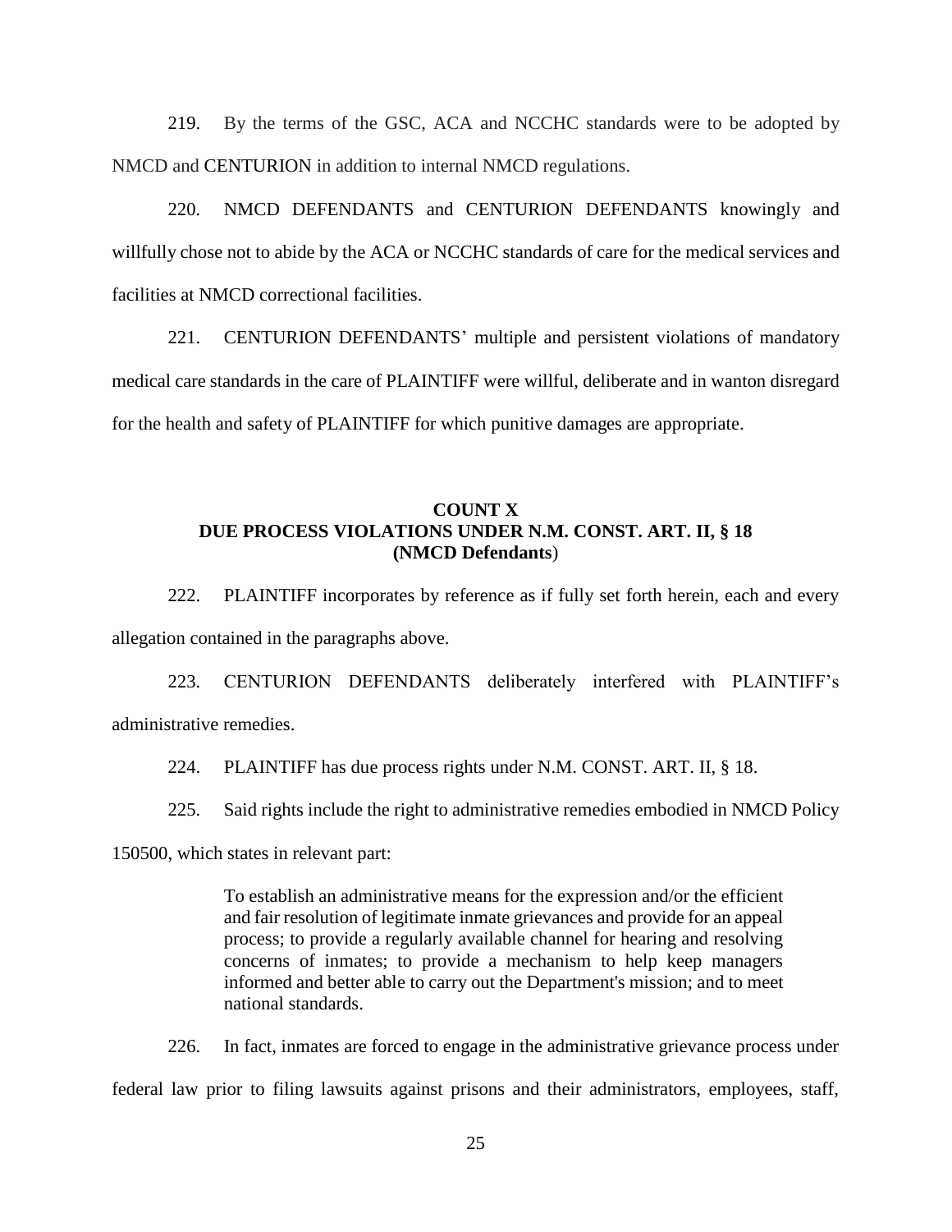219. By the terms of the GSC, ACA and NCCHC standards were to be adopted by NMCD and CENTURION in addition to internal NMCD regulations.

220. NMCD DEFENDANTS and CENTURION DEFENDANTS knowingly and willfully chose not to abide by the ACA or NCCHC standards of care for the medical services and facilities at NMCD correctional facilities.

221. CENTURION DEFENDANTS' multiple and persistent violations of mandatory medical care standards in the care of PLAINTIFF were willful, deliberate and in wanton disregard for the health and safety of PLAINTIFF for which punitive damages are appropriate.

**COUNT X**
**DUE PROCESS VIOLATIONS UNDER N.M. CONST. ART. II, § 18**
**(NMCD Defendants)**

222. PLAINTIFF incorporates by reference as if fully set forth herein, each and every allegation contained in the paragraphs above.

223. CENTURION DEFENDANTS deliberately interfered with PLAINTIFF's administrative remedies.

224. PLAINTIFF has due process rights under N.M. CONST. ART. II, § 18.

225. Said rights include the right to administrative remedies embodied in NMCD Policy 150500, which states in relevant part:

> To establish an administrative means for the expression and/or the efficient and fair resolution of legitimate inmate grievances and provide for an appeal process; to provide a regularly available channel for hearing and resolving concerns of inmates; to provide a mechanism to help keep managers informed and better able to carry out the Department's mission; and to meet national standards.

226. In fact, inmates are forced to engage in the administrative grievance process under federal law prior to filing lawsuits against prisons and their administrators, employees, staff,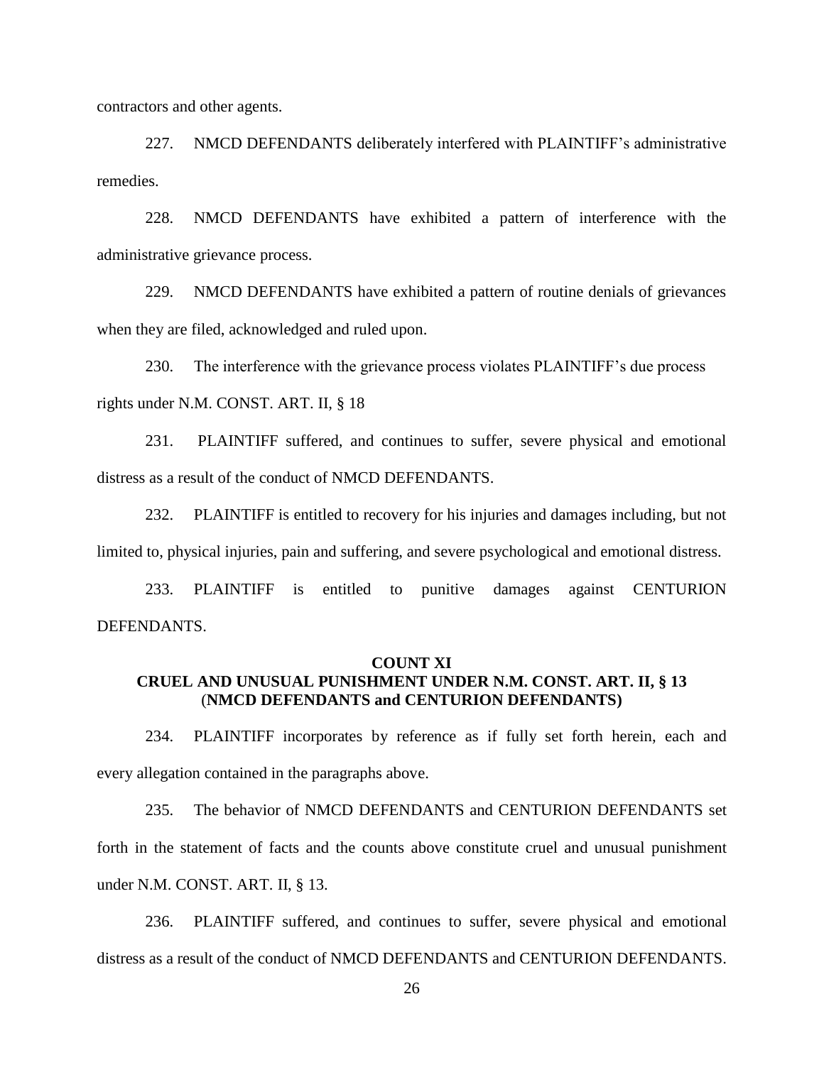contractors and other agents.

227. NMCD DEFENDANTS deliberately interfered with PLAINTIFF's administrative remedies.

228. NMCD DEFENDANTS have exhibited a pattern of interference with the administrative grievance process.

229. NMCD DEFENDANTS have exhibited a pattern of routine denials of grievances when they are filed, acknowledged and ruled upon.

230. The interference with the grievance process violates PLAINTIFF's due process rights under N.M. CONST. ART. II, § 18

231. PLAINTIFF suffered, and continues to suffer, severe physical and emotional distress as a result of the conduct of NMCD DEFENDANTS.

232. PLAINTIFF is entitled to recovery for his injuries and damages including, but not limited to, physical injuries, pain and suffering, and severe psychological and emotional distress.

233. PLAINTIFF is entitled to punitive damages against CENTURION DEFENDANTS.

**COUNT XI**
**CRUEL AND UNUSUAL PUNISHMENT UNDER N.M. CONST. ART. II, § 13**
**(NMCD DEFENDANTS and CENTURION DEFENDANTS)**

234. PLAINTIFF incorporates by reference as if fully set forth herein, each and every allegation contained in the paragraphs above.

235. The behavior of NMCD DEFENDANTS and CENTURION DEFENDANTS set forth in the statement of facts and the counts above constitute cruel and unusual punishment under N.M. CONST. ART. II, § 13.

236. PLAINTIFF suffered, and continues to suffer, severe physical and emotional distress as a result of the conduct of NMCD DEFENDANTS and CENTURION DEFENDANTS.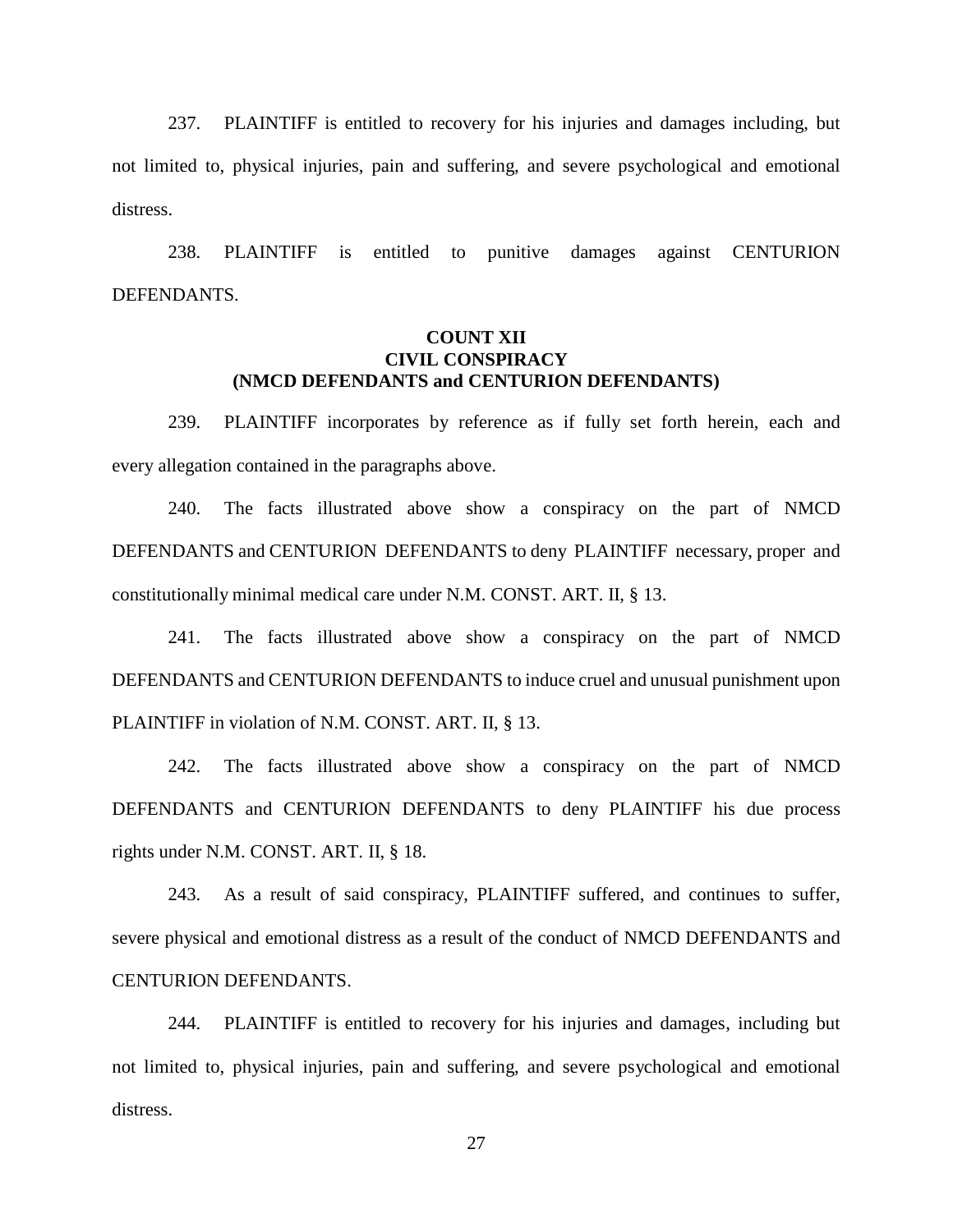237. PLAINTIFF is entitled to recovery for his injuries and damages including, but not limited to, physical injuries, pain and suffering, and severe psychological and emotional distress.

238. PLAINTIFF is entitled to punitive damages against CENTURION DEFENDANTS.

**COUNT XII**
**CIVIL CONSPIRACY**
**(NMCD DEFENDANTS and CENTURION DEFENDANTS)**

239. PLAINTIFF incorporates by reference as if fully set forth herein, each and every allegation contained in the paragraphs above.

240. The facts illustrated above show a conspiracy on the part of NMCD DEFENDANTS and CENTURION DEFENDANTS to deny PLAINTIFF necessary, proper and constitutionally minimal medical care under N.M. CONST. ART. II, § 13.

241. The facts illustrated above show a conspiracy on the part of NMCD DEFENDANTS and CENTURION DEFENDANTS to induce cruel and unusual punishment upon PLAINTIFF in violation of N.M. CONST. ART. II, § 13.

242. The facts illustrated above show a conspiracy on the part of NMCD DEFENDANTS and CENTURION DEFENDANTS to deny PLAINTIFF his due process rights under N.M. CONST. ART. II, § 18.

243. As a result of said conspiracy, PLAINTIFF suffered, and continues to suffer, severe physical and emotional distress as a result of the conduct of NMCD DEFENDANTS and CENTURION DEFENDANTS.

244. PLAINTIFF is entitled to recovery for his injuries and damages, including but not limited to, physical injuries, pain and suffering, and severe psychological and emotional distress.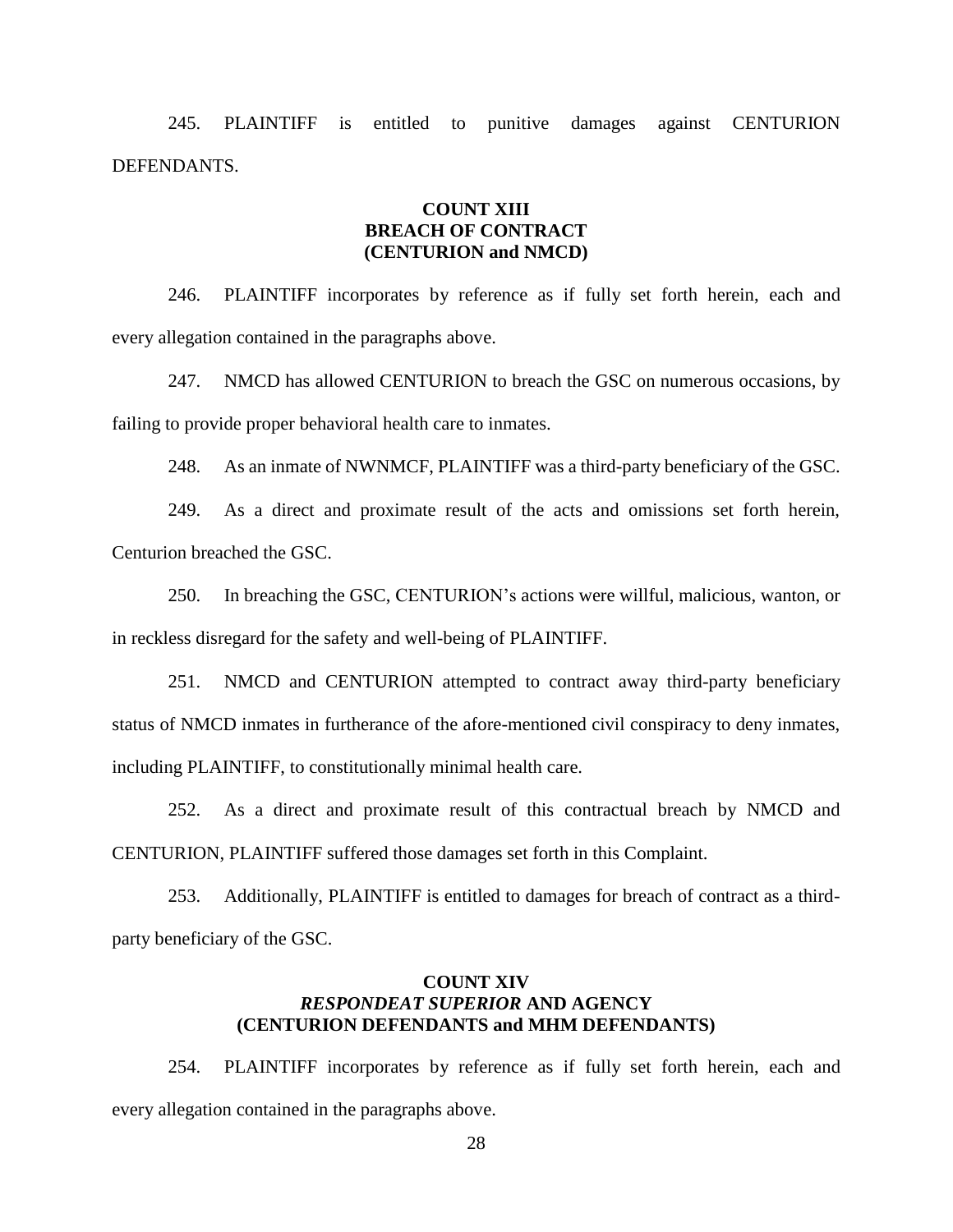245. PLAINTIFF is entitled to punitive damages against CENTURION DEFENDANTS.

## COUNT XIII
## BREACH OF CONTRACT
## (CENTURION and NMCD)

246. PLAINTIFF incorporates by reference as if fully set forth herein, each and every allegation contained in the paragraphs above.

247. NMCD has allowed CENTURION to breach the GSC on numerous occasions, by failing to provide proper behavioral health care to inmates.

248. As an inmate of NWNMCF, PLAINTIFF was a third-party beneficiary of the GSC.

249. As a direct and proximate result of the acts and omissions set forth herein, Centurion breached the GSC.

250. In breaching the GSC, CENTURION's actions were willful, malicious, wanton, or in reckless disregard for the safety and well-being of PLAINTIFF.

251. NMCD and CENTURION attempted to contract away third-party beneficiary status of NMCD inmates in furtherance of the afore-mentioned civil conspiracy to deny inmates, including PLAINTIFF, to constitutionally minimal health care.

252. As a direct and proximate result of this contractual breach by NMCD and CENTURION, PLAINTIFF suffered those damages set forth in this Complaint.

253. Additionally, PLAINTIFF is entitled to damages for breach of contract as a third-party beneficiary of the GSC.

## COUNT XIV
## *RESPONDEAT SUPERIOR* AND AGENCY
## (CENTURION DEFENDANTS and MHM DEFENDANTS)

254. PLAINTIFF incorporates by reference as if fully set forth herein, each and every allegation contained in the paragraphs above.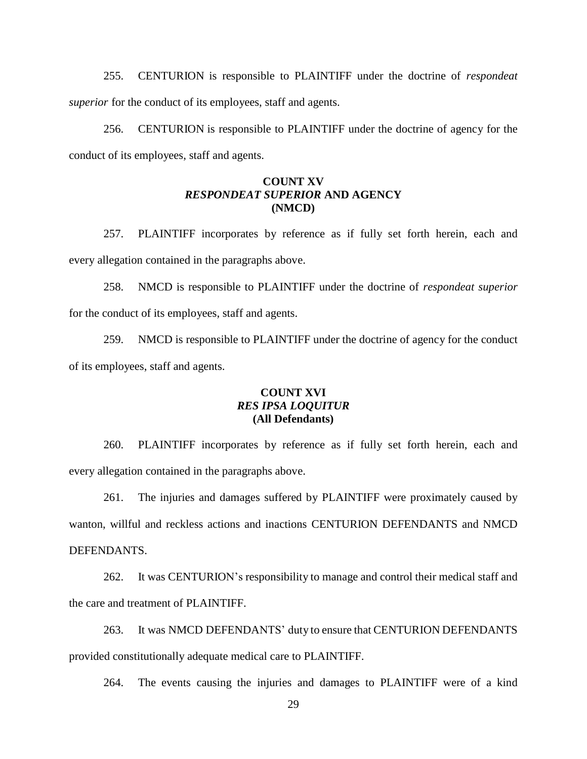255. CENTURION is responsible to PLAINTIFF under the doctrine of *respondeat superior* for the conduct of its employees, staff and agents.

256. CENTURION is responsible to PLAINTIFF under the doctrine of agency for the conduct of its employees, staff and agents.

**COUNT XV**
***RESPONDEAT SUPERIOR* AND AGENCY**
**(NMCD)**

257. PLAINTIFF incorporates by reference as if fully set forth herein, each and every allegation contained in the paragraphs above.

258. NMCD is responsible to PLAINTIFF under the doctrine of *respondeat superior* for the conduct of its employees, staff and agents.

259. NMCD is responsible to PLAINTIFF under the doctrine of agency for the conduct of its employees, staff and agents.

**COUNT XVI**
***RES IPSA LOQUITUR***
**(All Defendants)**

260. PLAINTIFF incorporates by reference as if fully set forth herein, each and every allegation contained in the paragraphs above.

261. The injuries and damages suffered by PLAINTIFF were proximately caused by wanton, willful and reckless actions and inactions CENTURION DEFENDANTS and NMCD DEFENDANTS.

262. It was CENTURION's responsibility to manage and control their medical staff and the care and treatment of PLAINTIFF.

263. It was NMCD DEFENDANTS' duty to ensure that CENTURION DEFENDANTS provided constitutionally adequate medical care to PLAINTIFF.

264. The events causing the injuries and damages to PLAINTIFF were of a kind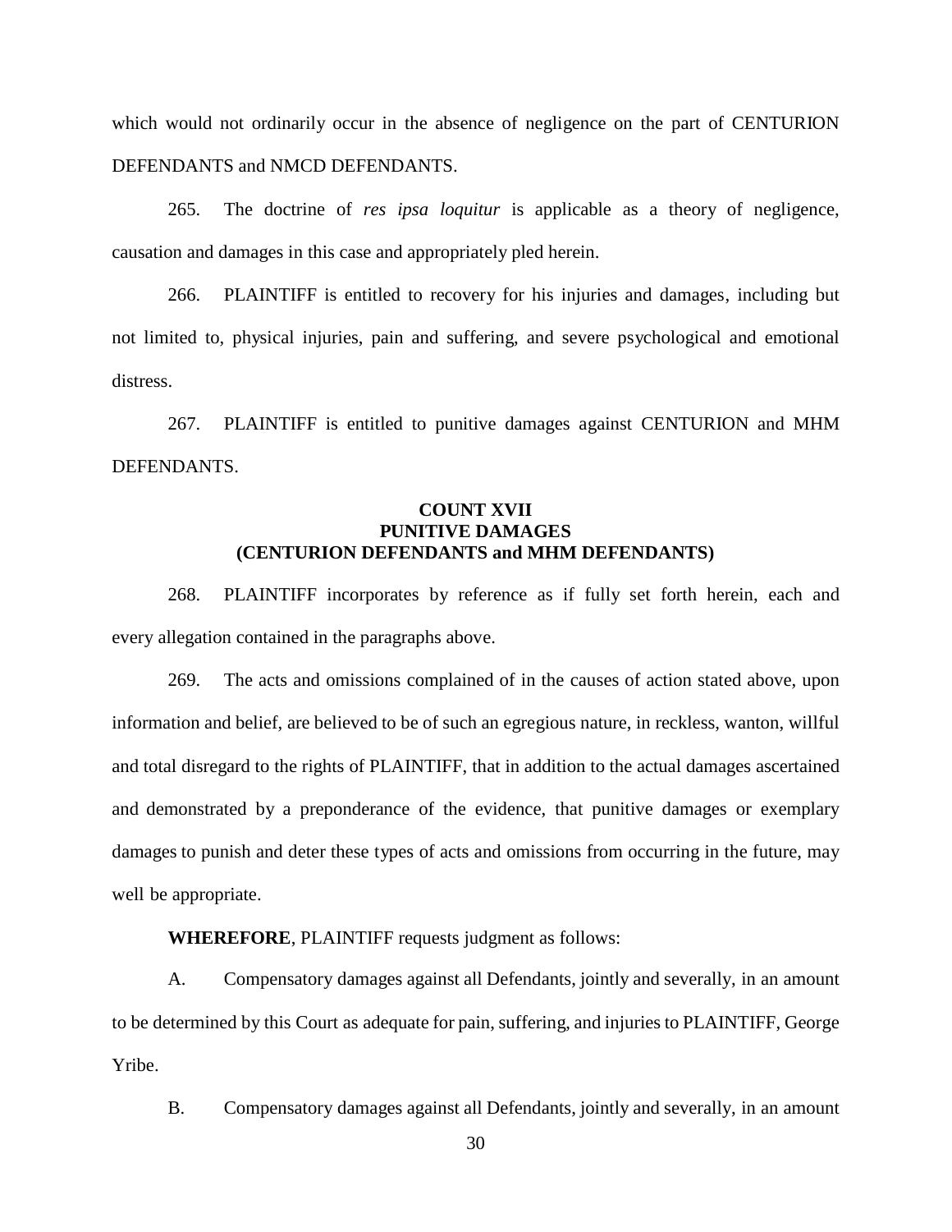which would not ordinarily occur in the absence of negligence on the part of CENTURION DEFENDANTS and NMCD DEFENDANTS.

265. The doctrine of *res ipsa loquitur* is applicable as a theory of negligence, causation and damages in this case and appropriately pled herein.

266. PLAINTIFF is entitled to recovery for his injuries and damages, including but not limited to, physical injuries, pain and suffering, and severe psychological and emotional distress.

267. PLAINTIFF is entitled to punitive damages against CENTURION and MHM DEFENDANTS.

**COUNT XVII**
**PUNITIVE DAMAGES**
**(CENTURION DEFENDANTS and MHM DEFENDANTS)**

268. PLAINTIFF incorporates by reference as if fully set forth herein, each and every allegation contained in the paragraphs above.

269. The acts and omissions complained of in the causes of action stated above, upon information and belief, are believed to be of such an egregious nature, in reckless, wanton, willful and total disregard to the rights of PLAINTIFF, that in addition to the actual damages ascertained and demonstrated by a preponderance of the evidence, that punitive damages or exemplary damages to punish and deter these types of acts and omissions from occurring in the future, may well be appropriate.

**WHEREFORE**, PLAINTIFF requests judgment as follows:

A. Compensatory damages against all Defendants, jointly and severally, in an amount to be determined by this Court as adequate for pain, suffering, and injuries to PLAINTIFF, George Yribe.

B. Compensatory damages against all Defendants, jointly and severally, in an amount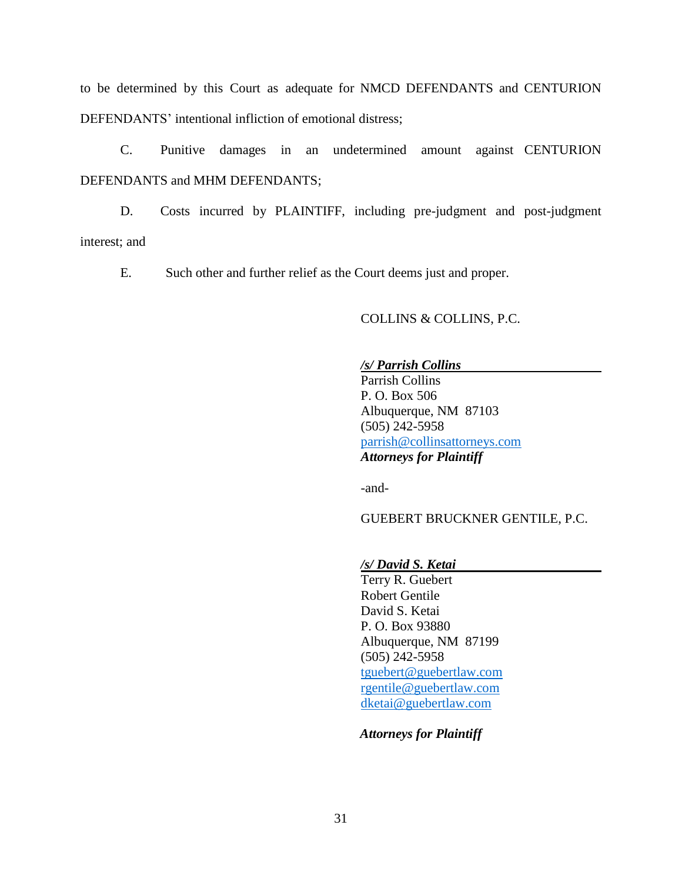to be determined by this Court as adequate for NMCD DEFENDANTS and CENTURION DEFENDANTS' intentional infliction of emotional distress;

C. Punitive damages in an undetermined amount against CENTURION DEFENDANTS and MHM DEFENDANTS;

D. Costs incurred by PLAINTIFF, including pre-judgment and post-judgment interest; and

E. Such other and further relief as the Court deems just and proper.

COLLINS & COLLINS, P.C.

***/s/ Parrish Collins***
Parrish Collins
P. O. Box 506
Albuquerque, NM 87103
(505) 242-5958
parrish@collinsattorneys.com
***Attorneys for Plaintiff***

-and-

GUEBERT BRUCKNER GENTILE, P.C.

***/s/ David S. Ketai***
Terry R. Guebert
Robert Gentile
David S. Ketai
P. O. Box 93880
Albuquerque, NM 87199
(505) 242-5958
tguebert@guebertlaw.com
rgentile@guebertlaw.com
dketai@guebertlaw.com

***Attorneys for Plaintiff***